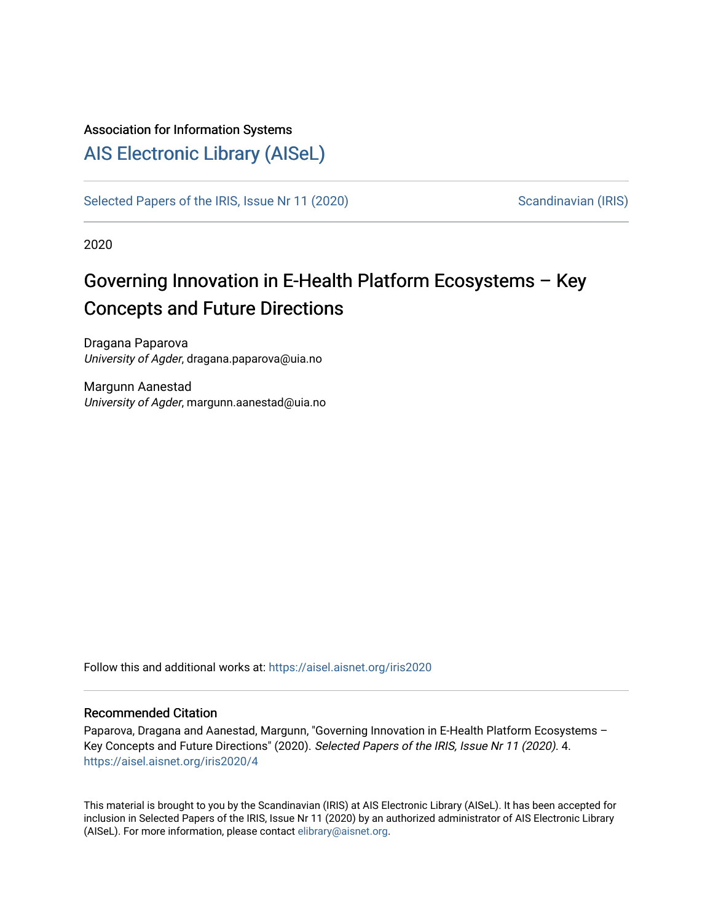Association for Information Systems

# AIS Electronic Library (AISeL)

Selected Papers of the IRIS, Issue Nr 11 (2020) | Scandinavian (IRIS)

2020

## Governing Innovation in E-Health Platform Ecosystems – Key Concepts and Future Directions

Dragana Paparova
*University of Agder*, dragana.paparova@uia.no

Margunn Aanestad
*University of Agder*, margunn.aanestad@uia.no

Follow this and additional works at: https://aisel.aisnet.org/iris2020

### Recommended Citation

Paparova, Dragana and Aanestad, Margunn, "Governing Innovation in E-Health Platform Ecosystems – Key Concepts and Future Directions" (2020). *Selected Papers of the IRIS, Issue Nr 11 (2020)*. 4.
https://aisel.aisnet.org/iris2020/4

This material is brought to you by the Scandinavian (IRIS) at AIS Electronic Library (AISeL). It has been accepted for inclusion in Selected Papers of the IRIS, Issue Nr 11 (2020) by an authorized administrator of AIS Electronic Library (AISeL). For more information, please contact elibrary@aisnet.org.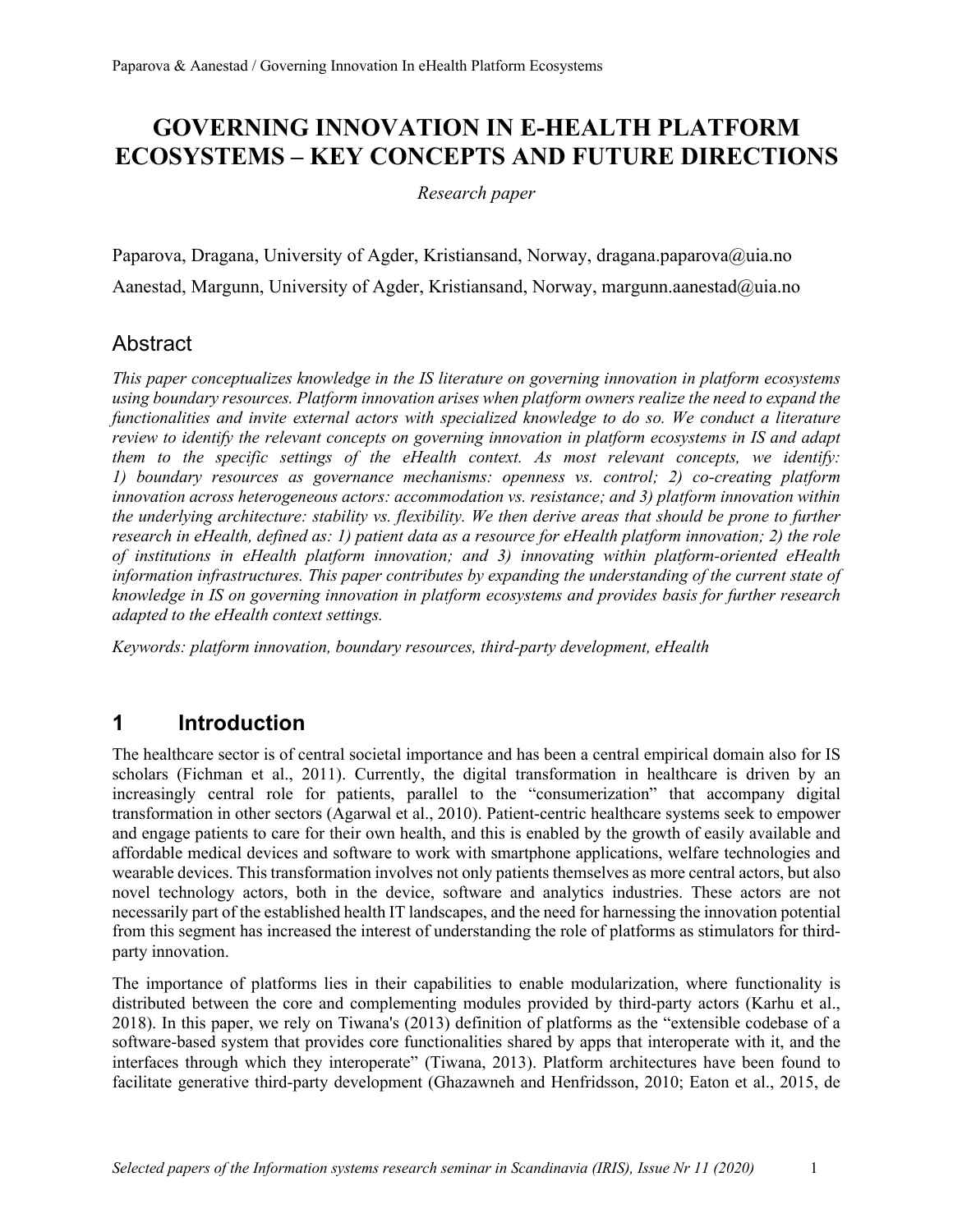# GOVERNING INNOVATION IN E-HEALTH PLATFORM ECOSYSTEMS – KEY CONCEPTS AND FUTURE DIRECTIONS

*Research paper*

Paparova, Dragana, University of Agder, Kristiansand, Norway, dragana.paparova@uia.no

Aanestad, Margunn, University of Agder, Kristiansand, Norway, margunn.aanestad@uia.no

## Abstract

*This paper conceptualizes knowledge in the IS literature on governing innovation in platform ecosystems using boundary resources. Platform innovation arises when platform owners realize the need to expand the functionalities and invite external actors with specialized knowledge to do so. We conduct a literature review to identify the relevant concepts on governing innovation in platform ecosystems in IS and adapt them to the specific settings of the eHealth context. As most relevant concepts, we identify: 1) boundary resources as governance mechanisms: openness vs. control; 2) co-creating platform innovation across heterogeneous actors: accommodation vs. resistance; and 3) platform innovation within the underlying architecture: stability vs. flexibility. We then derive areas that should be prone to further research in eHealth, defined as: 1) patient data as a resource for eHealth platform innovation; 2) the role of institutions in eHealth platform innovation; and 3) innovating within platform-oriented eHealth information infrastructures. This paper contributes by expanding the understanding of the current state of knowledge in IS on governing innovation in platform ecosystems and provides basis for further research adapted to the eHealth context settings.*

*Keywords: platform innovation, boundary resources, third-party development, eHealth*

## 1 Introduction

The healthcare sector is of central societal importance and has been a central empirical domain also for IS scholars (Fichman et al., 2011). Currently, the digital transformation in healthcare is driven by an increasingly central role for patients, parallel to the "consumerization" that accompany digital transformation in other sectors (Agarwal et al., 2010). Patient-centric healthcare systems seek to empower and engage patients to care for their own health, and this is enabled by the growth of easily available and affordable medical devices and software to work with smartphone applications, welfare technologies and wearable devices. This transformation involves not only patients themselves as more central actors, but also novel technology actors, both in the device, software and analytics industries. These actors are not necessarily part of the established health IT landscapes, and the need for harnessing the innovation potential from this segment has increased the interest of understanding the role of platforms as stimulators for third-party innovation.

The importance of platforms lies in their capabilities to enable modularization, where functionality is distributed between the core and complementing modules provided by third-party actors (Karhu et al., 2018). In this paper, we rely on Tiwana's (2013) definition of platforms as the "extensible codebase of a software-based system that provides core functionalities shared by apps that interoperate with it, and the interfaces through which they interoperate" (Tiwana, 2013). Platform architectures have been found to facilitate generative third-party development (Ghazawneh and Henfridsson, 2010; Eaton et al., 2015, de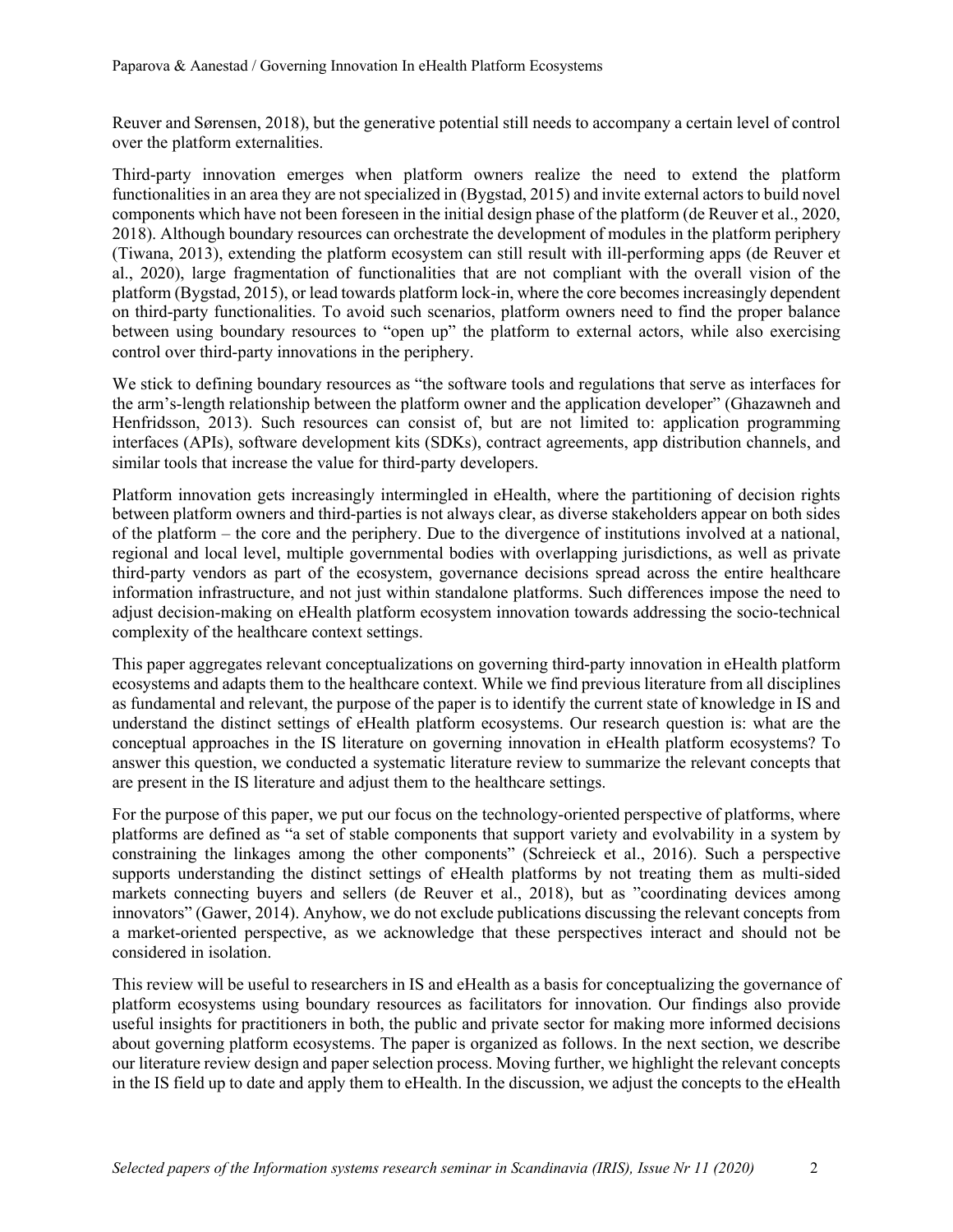Reuver and Sørensen, 2018), but the generative potential still needs to accompany a certain level of control over the platform externalities.

Third-party innovation emerges when platform owners realize the need to extend the platform functionalities in an area they are not specialized in (Bygstad, 2015) and invite external actors to build novel components which have not been foreseen in the initial design phase of the platform (de Reuver et al., 2020, 2018). Although boundary resources can orchestrate the development of modules in the platform periphery (Tiwana, 2013), extending the platform ecosystem can still result with ill-performing apps (de Reuver et al., 2020), large fragmentation of functionalities that are not compliant with the overall vision of the platform (Bygstad, 2015), or lead towards platform lock-in, where the core becomes increasingly dependent on third-party functionalities. To avoid such scenarios, platform owners need to find the proper balance between using boundary resources to "open up" the platform to external actors, while also exercising control over third-party innovations in the periphery.

We stick to defining boundary resources as "the software tools and regulations that serve as interfaces for the arm's-length relationship between the platform owner and the application developer" (Ghazawneh and Henfridsson, 2013). Such resources can consist of, but are not limited to: application programming interfaces (APIs), software development kits (SDKs), contract agreements, app distribution channels, and similar tools that increase the value for third-party developers.

Platform innovation gets increasingly intermingled in eHealth, where the partitioning of decision rights between platform owners and third-parties is not always clear, as diverse stakeholders appear on both sides of the platform – the core and the periphery. Due to the divergence of institutions involved at a national, regional and local level, multiple governmental bodies with overlapping jurisdictions, as well as private third-party vendors as part of the ecosystem, governance decisions spread across the entire healthcare information infrastructure, and not just within standalone platforms. Such differences impose the need to adjust decision-making on eHealth platform ecosystem innovation towards addressing the socio-technical complexity of the healthcare context settings.

This paper aggregates relevant conceptualizations on governing third-party innovation in eHealth platform ecosystems and adapts them to the healthcare context. While we find previous literature from all disciplines as fundamental and relevant, the purpose of the paper is to identify the current state of knowledge in IS and understand the distinct settings of eHealth platform ecosystems. Our research question is: what are the conceptual approaches in the IS literature on governing innovation in eHealth platform ecosystems? To answer this question, we conducted a systematic literature review to summarize the relevant concepts that are present in the IS literature and adjust them to the healthcare settings.

For the purpose of this paper, we put our focus on the technology-oriented perspective of platforms, where platforms are defined as "a set of stable components that support variety and evolvability in a system by constraining the linkages among the other components" (Schreieck et al., 2016). Such a perspective supports understanding the distinct settings of eHealth platforms by not treating them as multi-sided markets connecting buyers and sellers (de Reuver et al., 2018), but as "coordinating devices among innovators" (Gawer, 2014). Anyhow, we do not exclude publications discussing the relevant concepts from a market-oriented perspective, as we acknowledge that these perspectives interact and should not be considered in isolation.

This review will be useful to researchers in IS and eHealth as a basis for conceptualizing the governance of platform ecosystems using boundary resources as facilitators for innovation. Our findings also provide useful insights for practitioners in both, the public and private sector for making more informed decisions about governing platform ecosystems. The paper is organized as follows. In the next section, we describe our literature review design and paper selection process. Moving further, we highlight the relevant concepts in the IS field up to date and apply them to eHealth. In the discussion, we adjust the concepts to the eHealth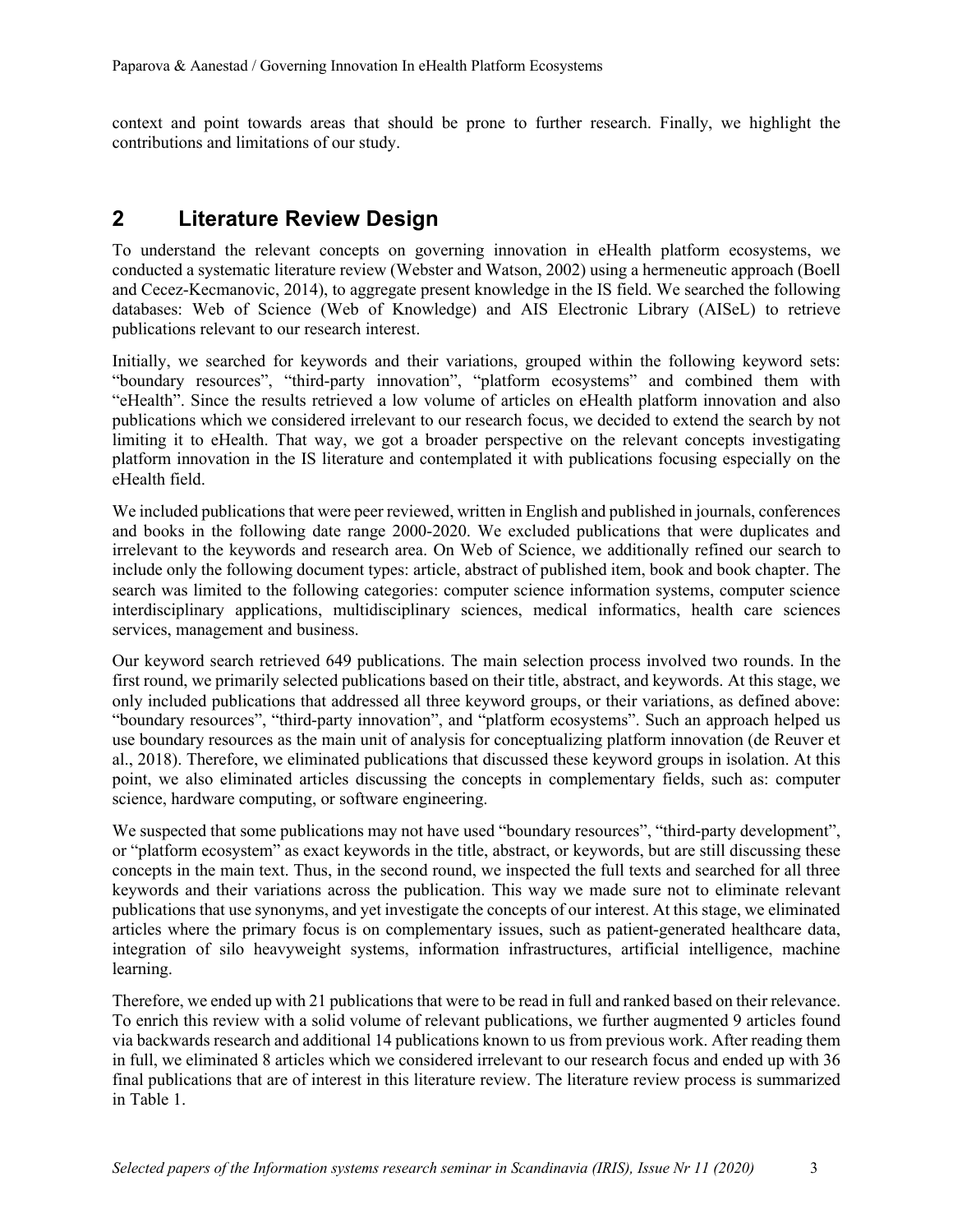context and point towards areas that should be prone to further research. Finally, we highlight the contributions and limitations of our study.

## 2 Literature Review Design

To understand the relevant concepts on governing innovation in eHealth platform ecosystems, we conducted a systematic literature review (Webster and Watson, 2002) using a hermeneutic approach (Boell and Cecez-Kecmanovic, 2014), to aggregate present knowledge in the IS field. We searched the following databases: Web of Science (Web of Knowledge) and AIS Electronic Library (AISeL) to retrieve publications relevant to our research interest.

Initially, we searched for keywords and their variations, grouped within the following keyword sets: "boundary resources", "third-party innovation", "platform ecosystems" and combined them with "eHealth". Since the results retrieved a low volume of articles on eHealth platform innovation and also publications which we considered irrelevant to our research focus, we decided to extend the search by not limiting it to eHealth. That way, we got a broader perspective on the relevant concepts investigating platform innovation in the IS literature and contemplated it with publications focusing especially on the eHealth field.

We included publications that were peer reviewed, written in English and published in journals, conferences and books in the following date range 2000-2020. We excluded publications that were duplicates and irrelevant to the keywords and research area. On Web of Science, we additionally refined our search to include only the following document types: article, abstract of published item, book and book chapter. The search was limited to the following categories: computer science information systems, computer science interdisciplinary applications, multidisciplinary sciences, medical informatics, health care sciences services, management and business.

Our keyword search retrieved 649 publications. The main selection process involved two rounds. In the first round, we primarily selected publications based on their title, abstract, and keywords. At this stage, we only included publications that addressed all three keyword groups, or their variations, as defined above: "boundary resources", "third-party innovation", and "platform ecosystems". Such an approach helped us use boundary resources as the main unit of analysis for conceptualizing platform innovation (de Reuver et al., 2018). Therefore, we eliminated publications that discussed these keyword groups in isolation. At this point, we also eliminated articles discussing the concepts in complementary fields, such as: computer science, hardware computing, or software engineering.

We suspected that some publications may not have used "boundary resources", "third-party development", or "platform ecosystem" as exact keywords in the title, abstract, or keywords, but are still discussing these concepts in the main text. Thus, in the second round, we inspected the full texts and searched for all three keywords and their variations across the publication. This way we made sure not to eliminate relevant publications that use synonyms, and yet investigate the concepts of our interest. At this stage, we eliminated articles where the primary focus is on complementary issues, such as patient-generated healthcare data, integration of silo heavyweight systems, information infrastructures, artificial intelligence, machine learning.

Therefore, we ended up with 21 publications that were to be read in full and ranked based on their relevance. To enrich this review with a solid volume of relevant publications, we further augmented 9 articles found via backwards research and additional 14 publications known to us from previous work. After reading them in full, we eliminated 8 articles which we considered irrelevant to our research focus and ended up with 36 final publications that are of interest in this literature review. The literature review process is summarized in Table 1.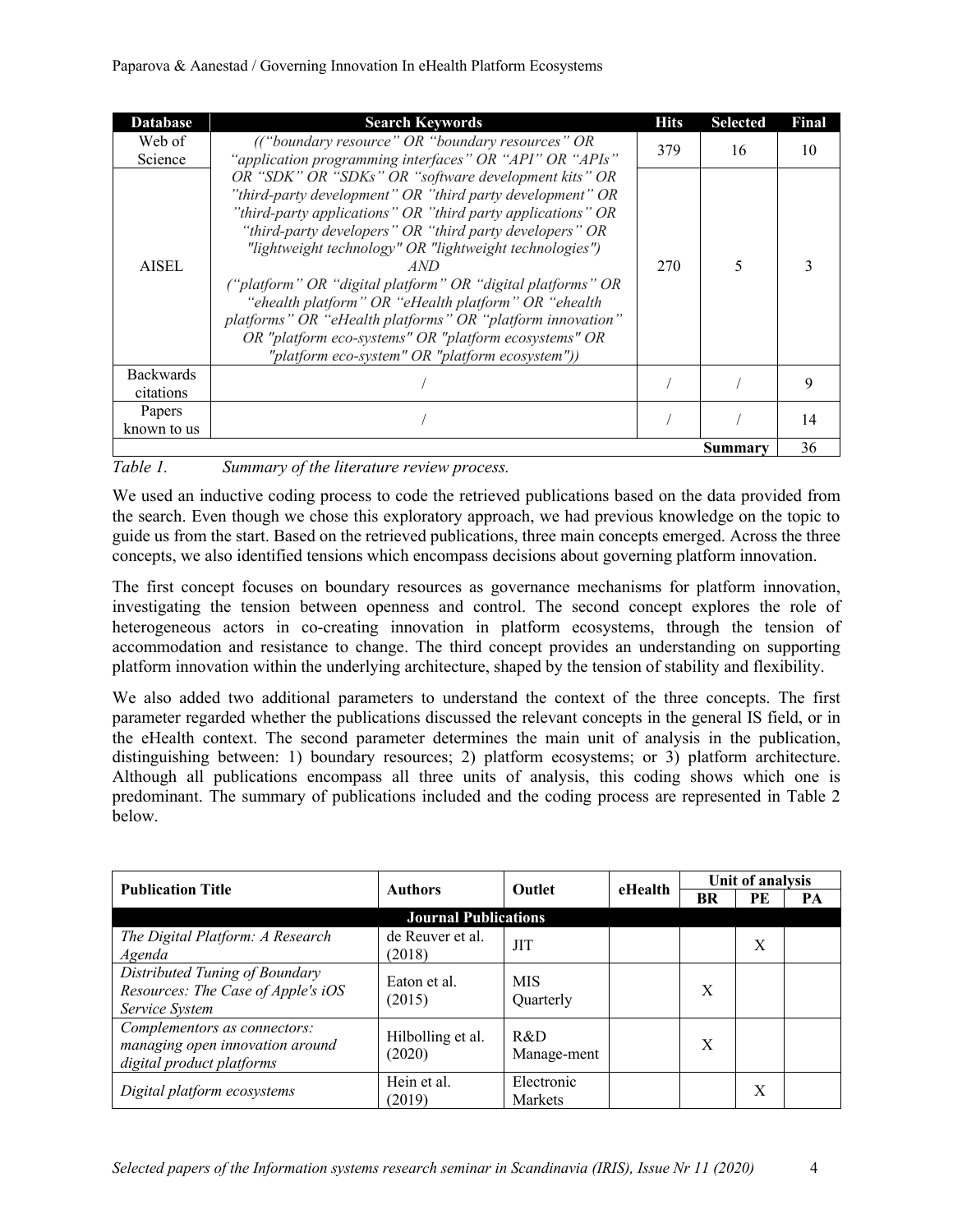| Database | Search Keywords | Hits | Selected | Final |
|---|---|---|---|---|
| Web of Science | *((“boundary resource” OR “boundary resources” OR “application programming interfaces” OR “API” OR “APIs” OR “SDK” OR “SDKs” OR “software development kits” OR ”third-party development” OR ”third party development” OR ”third-party applications” OR ”third party applications” OR “third-party developers” OR “third party developers” OR "lightweight technology" OR "lightweight technologies") AND (“platform” OR “digital platform” OR “digital platforms” OR “ehealth platform” OR “eHealth platform” OR “ehealth platforms” OR “eHealth platforms” OR “platform innovation” OR "platform eco-systems" OR "platform ecosystems" OR "platform eco-system" OR "platform ecosystem"))* | 379 | 16 | 10 |
| AISEL | | 270 | 5 | 3 |
| Backwards citations | / | / | / | 9 |
| Papers known to us | / | / | / | 14 |
| | | | **Summary** | 36 |

*Table 1. Summary of the literature review process.*

We used an inductive coding process to code the retrieved publications based on the data provided from the search. Even though we chose this exploratory approach, we had previous knowledge on the topic to guide us from the start. Based on the retrieved publications, three main concepts emerged. Across the three concepts, we also identified tensions which encompass decisions about governing platform innovation.

The first concept focuses on boundary resources as governance mechanisms for platform innovation, investigating the tension between openness and control. The second concept explores the role of heterogeneous actors in co-creating innovation in platform ecosystems, through the tension of accommodation and resistance to change. The third concept provides an understanding on supporting platform innovation within the underlying architecture, shaped by the tension of stability and flexibility.

We also added two additional parameters to understand the context of the three concepts. The first parameter regarded whether the publications discussed the relevant concepts in the general IS field, or in the eHealth context. The second parameter determines the main unit of analysis in the publication, distinguishing between: 1) boundary resources; 2) platform ecosystems; or 3) platform architecture. Although all publications encompass all three units of analysis, this coding shows which one is predominant. The summary of publications included and the coding process are represented in Table 2 below.

| Publication Title | Authors | Outlet | eHealth | Unit of analysis | | |
|---|---|---|---|---|---|---|
| | | | | BR | PE | PA |
| **Journal Publications** | | | | | | |
| *The Digital Platform: A Research Agenda* | de Reuver et al. (2018) | JIT | | | X | |
| *Distributed Tuning of Boundary Resources: The Case of Apple's iOS Service System* | Eaton et al. (2015) | MIS Quarterly | | X | | |
| *Complementors as connectors: managing open innovation around digital product platforms* | Hilbolling et al. (2020) | R&D Manage-ment | | X | | |
| *Digital platform ecosystems* | Hein et al. (2019) | Electronic Markets | | | X | |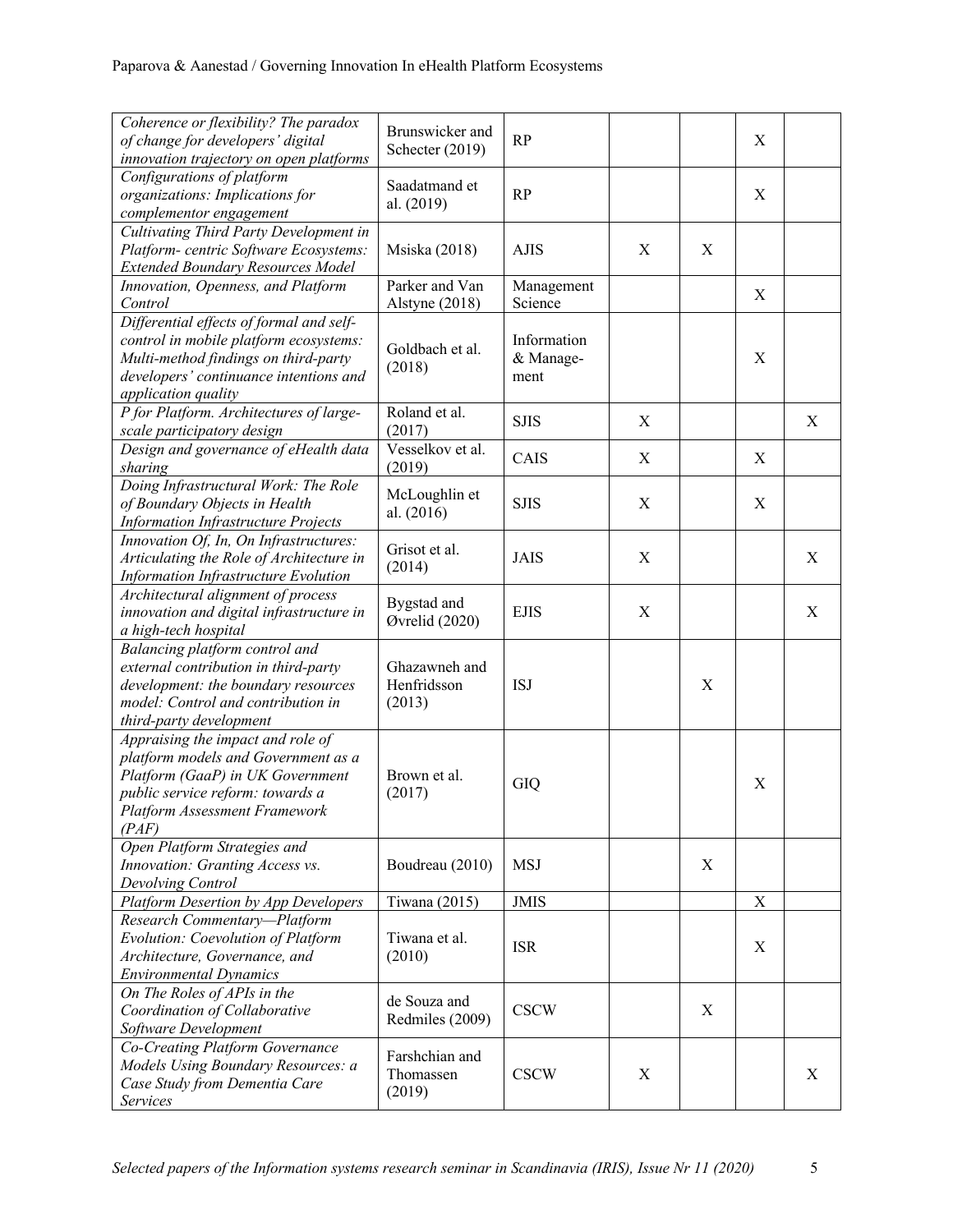| *Coherence or flexibility? The paradox of change for developers' digital innovation trajectory on open platforms* | Brunswicker and Schecter (2019) | RP | | | X | |
|---|---|---|---|---|---|---|
| *Configurations of platform organizations: Implications for complementor engagement* | Saadatmand et al. (2019) | RP | | | X | |
| *Cultivating Third Party Development in Platform- centric Software Ecosystems: Extended Boundary Resources Model* | Msiska (2018) | AJIS | X | X | | |
| *Innovation, Openness, and Platform Control* | Parker and Van Alstyne (2018) | Management Science | | | X | |
| *Differential effects of formal and self-control in mobile platform ecosystems: Multi-method findings on third-party developers' continuance intentions and application quality* | Goldbach et al. (2018) | Information & Manage-ment | | | X | |
| *P for Platform. Architectures of large-scale participatory design* | Roland et al. (2017) | SJIS | X | | | X |
| *Design and governance of eHealth data sharing* | Vesselkov et al. (2019) | CAIS | X | | X | |
| *Doing Infrastructural Work: The Role of Boundary Objects in Health Information Infrastructure Projects* | McLoughlin et al. (2016) | SJIS | X | | X | |
| *Innovation Of, In, On Infrastructures: Articulating the Role of Architecture in Information Infrastructure Evolution* | Grisot et al. (2014) | JAIS | X | | | X |
| *Architectural alignment of process innovation and digital infrastructure in a high-tech hospital* | Bygstad and Øvrelid (2020) | EJIS | X | | | X |
| *Balancing platform control and external contribution in third-party development: the boundary resources model: Control and contribution in third-party development* | Ghazawneh and Henfridsson (2013) | ISJ | | X | | |
| *Appraising the impact and role of platform models and Government as a Platform (GaaP) in UK Government public service reform: towards a Platform Assessment Framework (PAF)* | Brown et al. (2017) | GIQ | | | X | |
| *Open Platform Strategies and Innovation: Granting Access vs. Devolving Control* | Boudreau (2010) | MSJ | | X | | |
| *Platform Desertion by App Developers* | Tiwana (2015) | JMIS | | | X | |
| *Research Commentary—Platform Evolution: Coevolution of Platform Architecture, Governance, and Environmental Dynamics* | Tiwana et al. (2010) | ISR | | | X | |
| *On The Roles of APIs in the Coordination of Collaborative Software Development* | de Souza and Redmiles (2009) | CSCW | | X | | |
| *Co-Creating Platform Governance Models Using Boundary Resources: a Case Study from Dementia Care Services* | Farshchian and Thomassen (2019) | CSCW | X | | | X |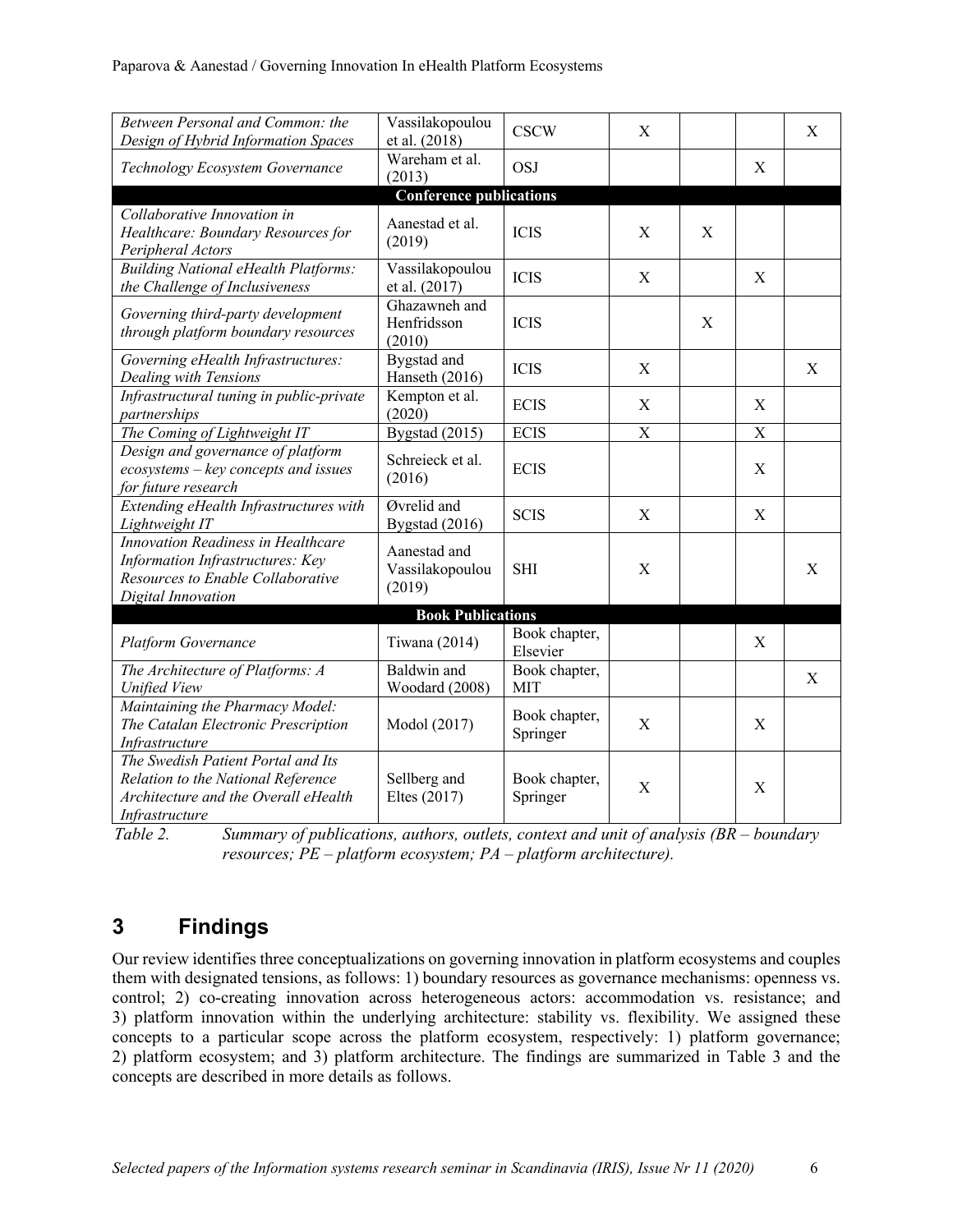| | | | | | | |
|---|---|---|---|---|---|---|
| *Between Personal and Common: the Design of Hybrid Information Spaces* | Vassilakopoulou et al. (2018) | CSCW | X | | | X |
| *Technology Ecosystem Governance* | Wareham et al. (2013) | OSJ | | | X | |
| **Conference publications** | | | | | | |
| *Collaborative Innovation in Healthcare: Boundary Resources for Peripheral Actors* | Aanestad et al. (2019) | ICIS | X | X | | |
| *Building National eHealth Platforms: the Challenge of Inclusiveness* | Vassilakopoulou et al. (2017) | ICIS | X | | X | |
| *Governing third-party development through platform boundary resources* | Ghazawneh and Henfridsson (2010) | ICIS | | X | | |
| *Governing eHealth Infrastructures: Dealing with Tensions* | Bygstad and Hanseth (2016) | ICIS | X | | | X |
| *Infrastructural tuning in public-private partnerships* | Kempton et al. (2020) | ECIS | X | | X | |
| *The Coming of Lightweight IT* | Bygstad (2015) | ECIS | X | | X | |
| *Design and governance of platform ecosystems – key concepts and issues for future research* | Schreieck et al. (2016) | ECIS | | | X | |
| *Extending eHealth Infrastructures with Lightweight IT* | Øvrelid and Bygstad (2016) | SCIS | X | | X | |
| *Innovation Readiness in Healthcare Information Infrastructures: Key Resources to Enable Collaborative Digital Innovation* | Aanestad and Vassilakopoulou (2019) | SHI | X | | | X |
| **Book Publications** | | | | | | |
| *Platform Governance* | Tiwana (2014) | Book chapter, Elsevier | | | X | |
| *The Architecture of Platforms: A Unified View* | Baldwin and Woodard (2008) | Book chapter, MIT | | | | X |
| *Maintaining the Pharmacy Model: The Catalan Electronic Prescription Infrastructure* | Modol (2017) | Book chapter, Springer | X | | X | |
| *The Swedish Patient Portal and Its Relation to the National Reference Architecture and the Overall eHealth Infrastructure* | Sellberg and Eltes (2017) | Book chapter, Springer | X | | X | |

*Table 2. Summary of publications, authors, outlets, context and unit of analysis (BR – boundary resources; PE – platform ecosystem; PA – platform architecture).*

# 3 Findings

Our review identifies three conceptualizations on governing innovation in platform ecosystems and couples them with designated tensions, as follows: 1) boundary resources as governance mechanisms: openness vs. control; 2) co-creating innovation across heterogeneous actors: accommodation vs. resistance; and 3) platform innovation within the underlying architecture: stability vs. flexibility. We assigned these concepts to a particular scope across the platform ecosystem, respectively: 1) platform governance; 2) platform ecosystem; and 3) platform architecture. The findings are summarized in Table 3 and the concepts are described in more details as follows.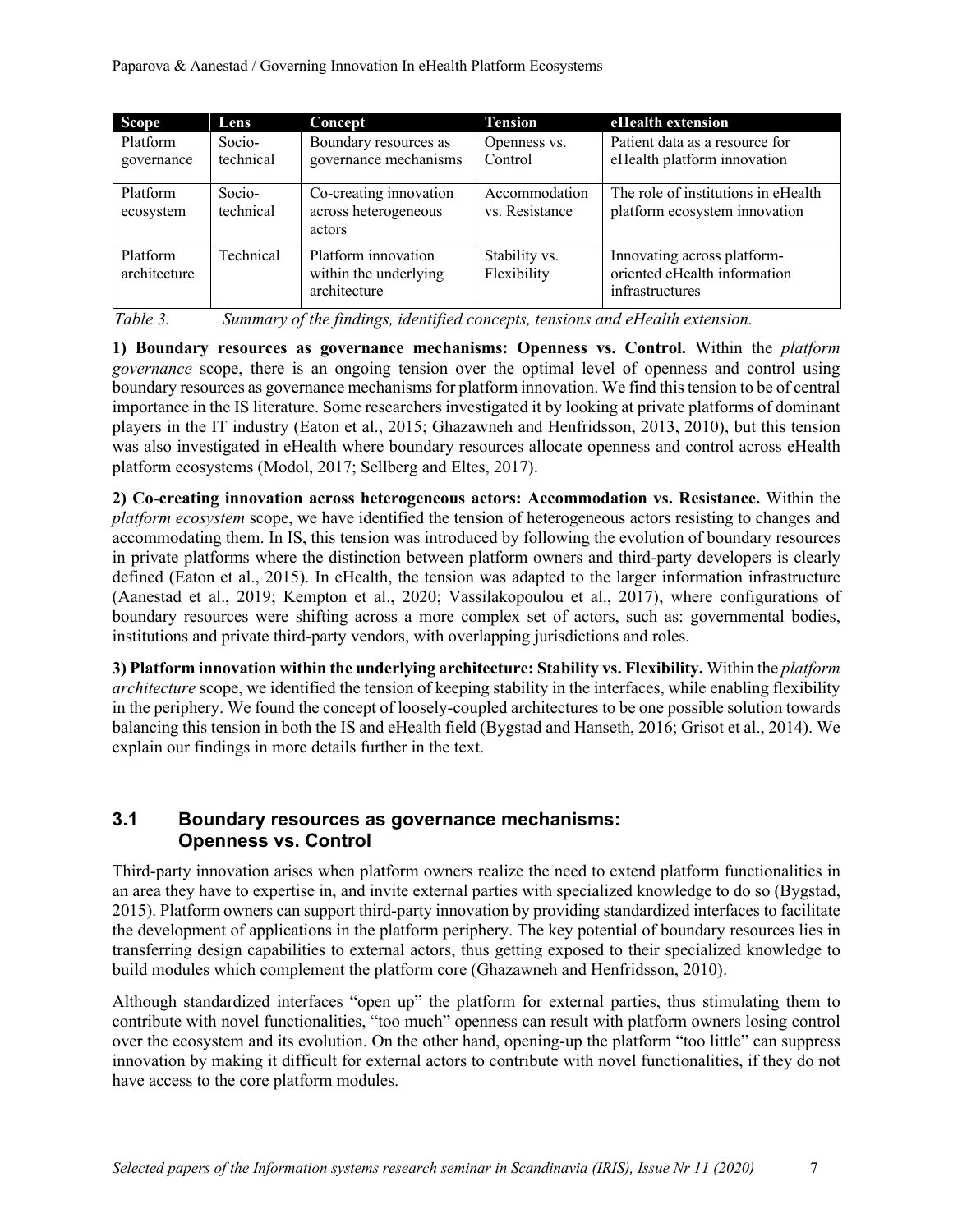| Scope | Lens | Concept | Tension | eHealth extension |
|---|---|---|---|---|
| Platform governance | Socio-technical | Boundary resources as governance mechanisms | Openness vs. Control | Patient data as a resource for eHealth platform innovation |
| Platform ecosystem | Socio-technical | Co-creating innovation across heterogeneous actors | Accommodation vs. Resistance | The role of institutions in eHealth platform ecosystem innovation |
| Platform architecture | Technical | Platform innovation within the underlying architecture | Stability vs. Flexibility | Innovating across platform-oriented eHealth information infrastructures |

*Table 3. Summary of the findings, identified concepts, tensions and eHealth extension.*

**1) Boundary resources as governance mechanisms: Openness vs. Control.** Within the *platform governance* scope, there is an ongoing tension over the optimal level of openness and control using boundary resources as governance mechanisms for platform innovation. We find this tension to be of central importance in the IS literature. Some researchers investigated it by looking at private platforms of dominant players in the IT industry (Eaton et al., 2015; Ghazawneh and Henfridsson, 2013, 2010), but this tension was also investigated in eHealth where boundary resources allocate openness and control across eHealth platform ecosystems (Modol, 2017; Sellberg and Eltes, 2017).

**2) Co-creating innovation across heterogeneous actors: Accommodation vs. Resistance.** Within the *platform ecosystem* scope, we have identified the tension of heterogeneous actors resisting to changes and accommodating them. In IS, this tension was introduced by following the evolution of boundary resources in private platforms where the distinction between platform owners and third-party developers is clearly defined (Eaton et al., 2015). In eHealth, the tension was adapted to the larger information infrastructure (Aanestad et al., 2019; Kempton et al., 2020; Vassilakopoulou et al., 2017), where configurations of boundary resources were shifting across a more complex set of actors, such as: governmental bodies, institutions and private third-party vendors, with overlapping jurisdictions and roles.

**3) Platform innovation within the underlying architecture: Stability vs. Flexibility.** Within the *platform architecture* scope, we identified the tension of keeping stability in the interfaces, while enabling flexibility in the periphery. We found the concept of loosely-coupled architectures to be one possible solution towards balancing this tension in both the IS and eHealth field (Bygstad and Hanseth, 2016; Grisot et al., 2014). We explain our findings in more details further in the text.

## 3.1 Boundary resources as governance mechanisms: Openness vs. Control

Third-party innovation arises when platform owners realize the need to extend platform functionalities in an area they have to expertise in, and invite external parties with specialized knowledge to do so (Bygstad, 2015). Platform owners can support third-party innovation by providing standardized interfaces to facilitate the development of applications in the platform periphery. The key potential of boundary resources lies in transferring design capabilities to external actors, thus getting exposed to their specialized knowledge to build modules which complement the platform core (Ghazawneh and Henfridsson, 2010).

Although standardized interfaces "open up" the platform for external parties, thus stimulating them to contribute with novel functionalities, "too much" openness can result with platform owners losing control over the ecosystem and its evolution. On the other hand, opening-up the platform "too little" can suppress innovation by making it difficult for external actors to contribute with novel functionalities, if they do not have access to the core platform modules.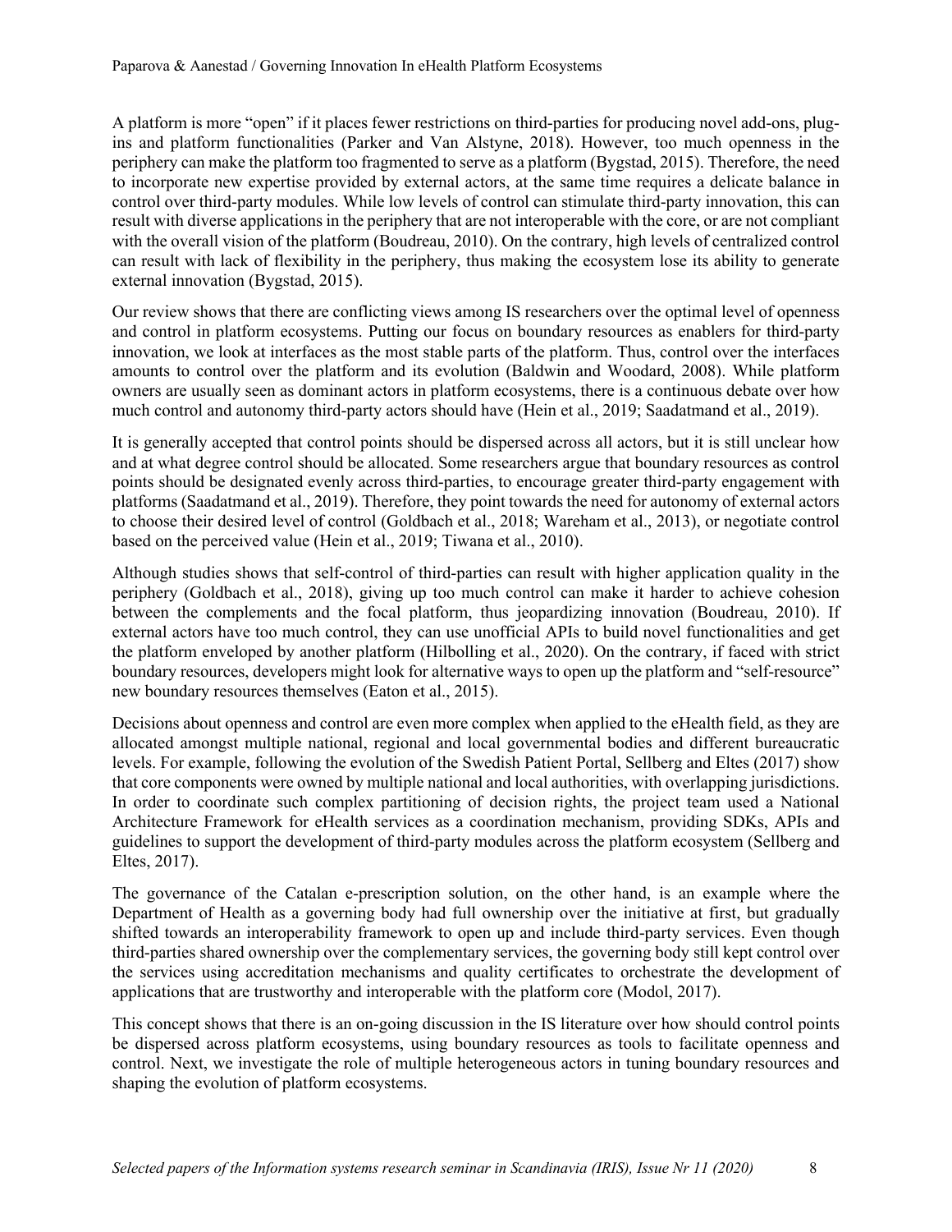A platform is more "open" if it places fewer restrictions on third-parties for producing novel add-ons, plug-ins and platform functionalities (Parker and Van Alstyne, 2018). However, too much openness in the periphery can make the platform too fragmented to serve as a platform (Bygstad, 2015). Therefore, the need to incorporate new expertise provided by external actors, at the same time requires a delicate balance in control over third-party modules. While low levels of control can stimulate third-party innovation, this can result with diverse applications in the periphery that are not interoperable with the core, or are not compliant with the overall vision of the platform (Boudreau, 2010). On the contrary, high levels of centralized control can result with lack of flexibility in the periphery, thus making the ecosystem lose its ability to generate external innovation (Bygstad, 2015).

Our review shows that there are conflicting views among IS researchers over the optimal level of openness and control in platform ecosystems. Putting our focus on boundary resources as enablers for third-party innovation, we look at interfaces as the most stable parts of the platform. Thus, control over the interfaces amounts to control over the platform and its evolution (Baldwin and Woodard, 2008). While platform owners are usually seen as dominant actors in platform ecosystems, there is a continuous debate over how much control and autonomy third-party actors should have (Hein et al., 2019; Saadatmand et al., 2019).

It is generally accepted that control points should be dispersed across all actors, but it is still unclear how and at what degree control should be allocated. Some researchers argue that boundary resources as control points should be designated evenly across third-parties, to encourage greater third-party engagement with platforms (Saadatmand et al., 2019). Therefore, they point towards the need for autonomy of external actors to choose their desired level of control (Goldbach et al., 2018; Wareham et al., 2013), or negotiate control based on the perceived value (Hein et al., 2019; Tiwana et al., 2010).

Although studies shows that self-control of third-parties can result with higher application quality in the periphery (Goldbach et al., 2018), giving up too much control can make it harder to achieve cohesion between the complements and the focal platform, thus jeopardizing innovation (Boudreau, 2010). If external actors have too much control, they can use unofficial APIs to build novel functionalities and get the platform enveloped by another platform (Hilbolling et al., 2020). On the contrary, if faced with strict boundary resources, developers might look for alternative ways to open up the platform and "self-resource" new boundary resources themselves (Eaton et al., 2015).

Decisions about openness and control are even more complex when applied to the eHealth field, as they are allocated amongst multiple national, regional and local governmental bodies and different bureaucratic levels. For example, following the evolution of the Swedish Patient Portal, Sellberg and Eltes (2017) show that core components were owned by multiple national and local authorities, with overlapping jurisdictions. In order to coordinate such complex partitioning of decision rights, the project team used a National Architecture Framework for eHealth services as a coordination mechanism, providing SDKs, APIs and guidelines to support the development of third-party modules across the platform ecosystem (Sellberg and Eltes, 2017).

The governance of the Catalan e-prescription solution, on the other hand, is an example where the Department of Health as a governing body had full ownership over the initiative at first, but gradually shifted towards an interoperability framework to open up and include third-party services. Even though third-parties shared ownership over the complementary services, the governing body still kept control over the services using accreditation mechanisms and quality certificates to orchestrate the development of applications that are trustworthy and interoperable with the platform core (Modol, 2017).

This concept shows that there is an on-going discussion in the IS literature over how should control points be dispersed across platform ecosystems, using boundary resources as tools to facilitate openness and control. Next, we investigate the role of multiple heterogeneous actors in tuning boundary resources and shaping the evolution of platform ecosystems.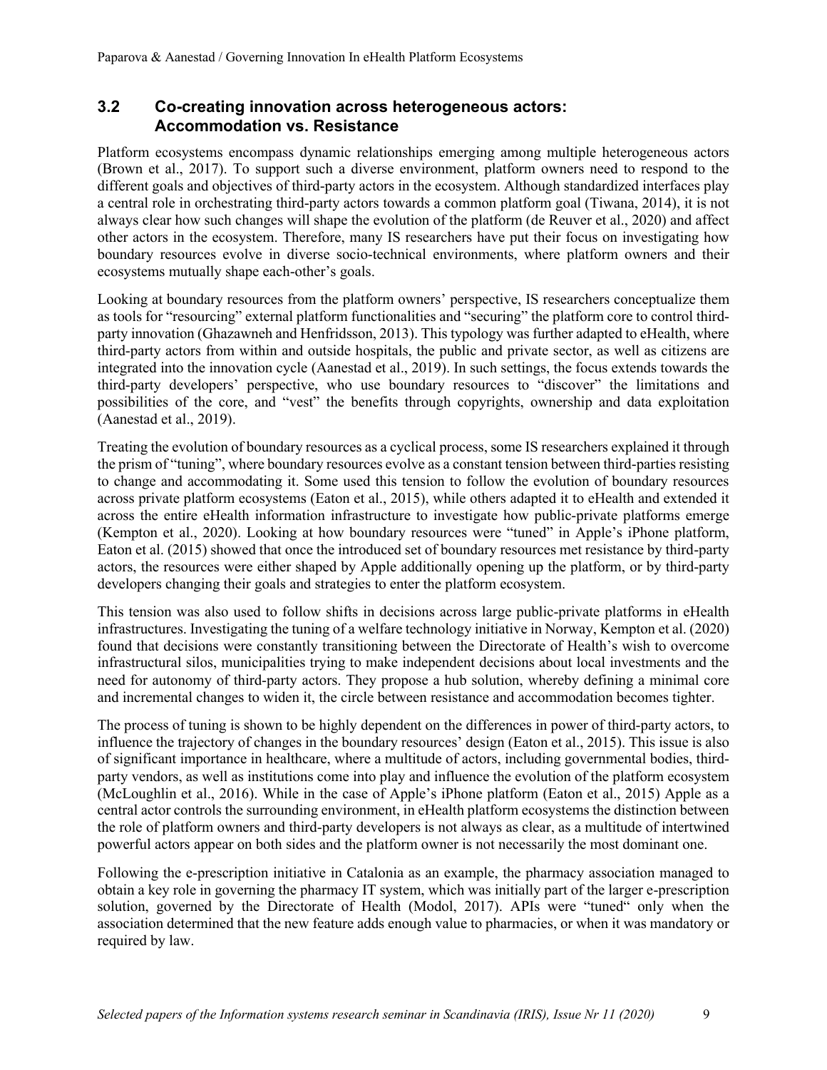### 3.2 Co-creating innovation across heterogeneous actors: Accommodation vs. Resistance

Platform ecosystems encompass dynamic relationships emerging among multiple heterogeneous actors (Brown et al., 2017). To support such a diverse environment, platform owners need to respond to the different goals and objectives of third-party actors in the ecosystem. Although standardized interfaces play a central role in orchestrating third-party actors towards a common platform goal (Tiwana, 2014), it is not always clear how such changes will shape the evolution of the platform (de Reuver et al., 2020) and affect other actors in the ecosystem. Therefore, many IS researchers have put their focus on investigating how boundary resources evolve in diverse socio-technical environments, where platform owners and their ecosystems mutually shape each-other's goals.

Looking at boundary resources from the platform owners' perspective, IS researchers conceptualize them as tools for "resourcing" external platform functionalities and "securing" the platform core to control third-party innovation (Ghazawneh and Henfridsson, 2013). This typology was further adapted to eHealth, where third-party actors from within and outside hospitals, the public and private sector, as well as citizens are integrated into the innovation cycle (Aanestad et al., 2019). In such settings, the focus extends towards the third-party developers' perspective, who use boundary resources to "discover" the limitations and possibilities of the core, and "vest" the benefits through copyrights, ownership and data exploitation (Aanestad et al., 2019).

Treating the evolution of boundary resources as a cyclical process, some IS researchers explained it through the prism of "tuning", where boundary resources evolve as a constant tension between third-parties resisting to change and accommodating it. Some used this tension to follow the evolution of boundary resources across private platform ecosystems (Eaton et al., 2015), while others adapted it to eHealth and extended it across the entire eHealth information infrastructure to investigate how public-private platforms emerge (Kempton et al., 2020). Looking at how boundary resources were "tuned" in Apple's iPhone platform, Eaton et al. (2015) showed that once the introduced set of boundary resources met resistance by third-party actors, the resources were either shaped by Apple additionally opening up the platform, or by third-party developers changing their goals and strategies to enter the platform ecosystem.

This tension was also used to follow shifts in decisions across large public-private platforms in eHealth infrastructures. Investigating the tuning of a welfare technology initiative in Norway, Kempton et al. (2020) found that decisions were constantly transitioning between the Directorate of Health's wish to overcome infrastructural silos, municipalities trying to make independent decisions about local investments and the need for autonomy of third-party actors. They propose a hub solution, whereby defining a minimal core and incremental changes to widen it, the circle between resistance and accommodation becomes tighter.

The process of tuning is shown to be highly dependent on the differences in power of third-party actors, to influence the trajectory of changes in the boundary resources' design (Eaton et al., 2015). This issue is also of significant importance in healthcare, where a multitude of actors, including governmental bodies, third-party vendors, as well as institutions come into play and influence the evolution of the platform ecosystem (McLoughlin et al., 2016). While in the case of Apple's iPhone platform (Eaton et al., 2015) Apple as a central actor controls the surrounding environment, in eHealth platform ecosystems the distinction between the role of platform owners and third-party developers is not always as clear, as a multitude of intertwined powerful actors appear on both sides and the platform owner is not necessarily the most dominant one.

Following the e-prescription initiative in Catalonia as an example, the pharmacy association managed to obtain a key role in governing the pharmacy IT system, which was initially part of the larger e-prescription solution, governed by the Directorate of Health (Modol, 2017). APIs were "tuned" only when the association determined that the new feature adds enough value to pharmacies, or when it was mandatory or required by law.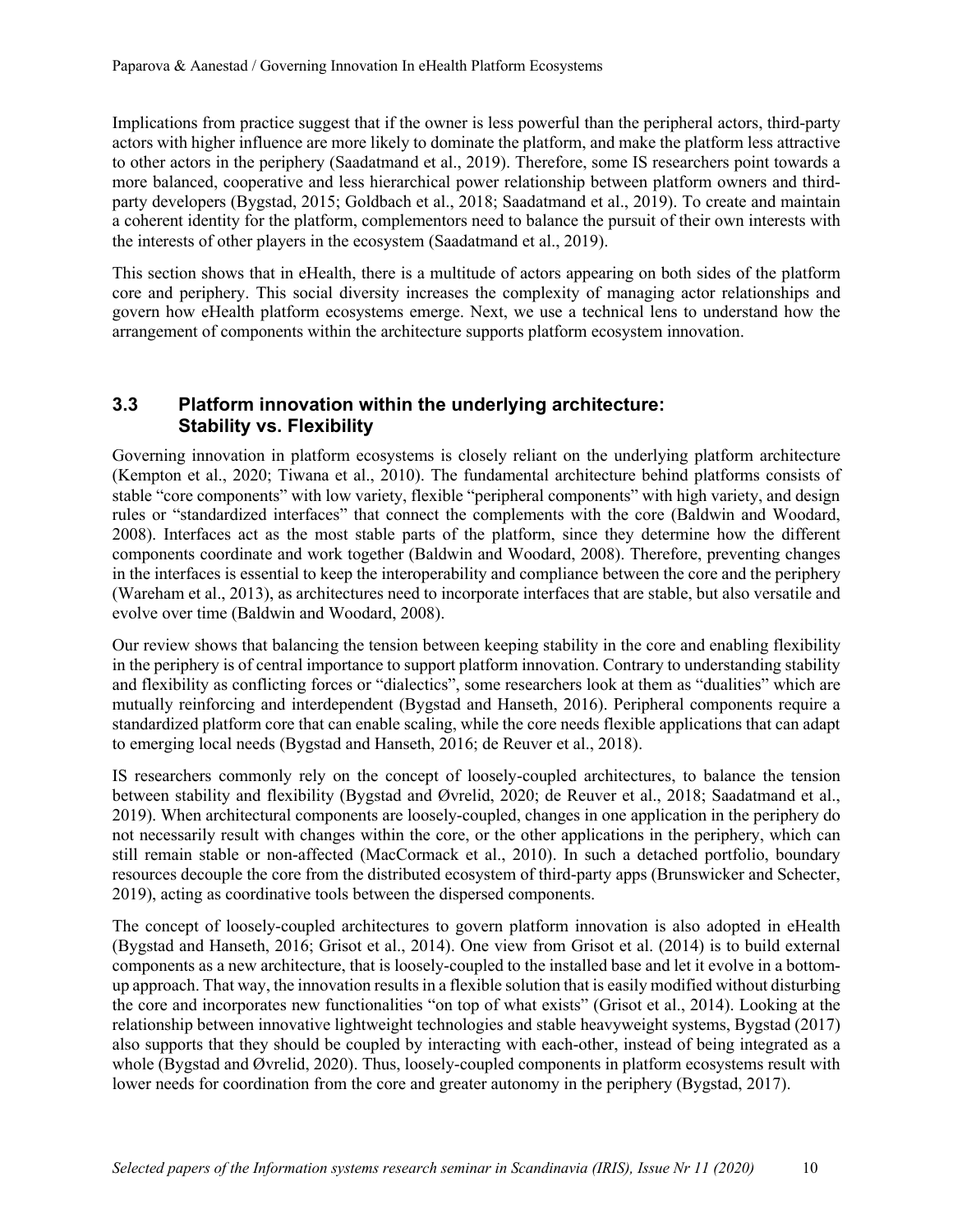Implications from practice suggest that if the owner is less powerful than the peripheral actors, third-party actors with higher influence are more likely to dominate the platform, and make the platform less attractive to other actors in the periphery (Saadatmand et al., 2019). Therefore, some IS researchers point towards a more balanced, cooperative and less hierarchical power relationship between platform owners and third-party developers (Bygstad, 2015; Goldbach et al., 2018; Saadatmand et al., 2019). To create and maintain a coherent identity for the platform, complementors need to balance the pursuit of their own interests with the interests of other players in the ecosystem (Saadatmand et al., 2019).

This section shows that in eHealth, there is a multitude of actors appearing on both sides of the platform core and periphery. This social diversity increases the complexity of managing actor relationships and govern how eHealth platform ecosystems emerge. Next, we use a technical lens to understand how the arrangement of components within the architecture supports platform ecosystem innovation.

### 3.3 Platform innovation within the underlying architecture: Stability vs. Flexibility

Governing innovation in platform ecosystems is closely reliant on the underlying platform architecture (Kempton et al., 2020; Tiwana et al., 2010). The fundamental architecture behind platforms consists of stable "core components" with low variety, flexible "peripheral components" with high variety, and design rules or "standardized interfaces" that connect the complements with the core (Baldwin and Woodard, 2008). Interfaces act as the most stable parts of the platform, since they determine how the different components coordinate and work together (Baldwin and Woodard, 2008). Therefore, preventing changes in the interfaces is essential to keep the interoperability and compliance between the core and the periphery (Wareham et al., 2013), as architectures need to incorporate interfaces that are stable, but also versatile and evolve over time (Baldwin and Woodard, 2008).

Our review shows that balancing the tension between keeping stability in the core and enabling flexibility in the periphery is of central importance to support platform innovation. Contrary to understanding stability and flexibility as conflicting forces or "dialectics", some researchers look at them as "dualities" which are mutually reinforcing and interdependent (Bygstad and Hanseth, 2016). Peripheral components require a standardized platform core that can enable scaling, while the core needs flexible applications that can adapt to emerging local needs (Bygstad and Hanseth, 2016; de Reuver et al., 2018).

IS researchers commonly rely on the concept of loosely-coupled architectures, to balance the tension between stability and flexibility (Bygstad and Øvrelid, 2020; de Reuver et al., 2018; Saadatmand et al., 2019). When architectural components are loosely-coupled, changes in one application in the periphery do not necessarily result with changes within the core, or the other applications in the periphery, which can still remain stable or non-affected (MacCormack et al., 2010). In such a detached portfolio, boundary resources decouple the core from the distributed ecosystem of third-party apps (Brunswicker and Schecter, 2019), acting as coordinative tools between the dispersed components.

The concept of loosely-coupled architectures to govern platform innovation is also adopted in eHealth (Bygstad and Hanseth, 2016; Grisot et al., 2014). One view from Grisot et al. (2014) is to build external components as a new architecture, that is loosely-coupled to the installed base and let it evolve in a bottom-up approach. That way, the innovation results in a flexible solution that is easily modified without disturbing the core and incorporates new functionalities "on top of what exists" (Grisot et al., 2014). Looking at the relationship between innovative lightweight technologies and stable heavyweight systems, Bygstad (2017) also supports that they should be coupled by interacting with each-other, instead of being integrated as a whole (Bygstad and Øvrelid, 2020). Thus, loosely-coupled components in platform ecosystems result with lower needs for coordination from the core and greater autonomy in the periphery (Bygstad, 2017).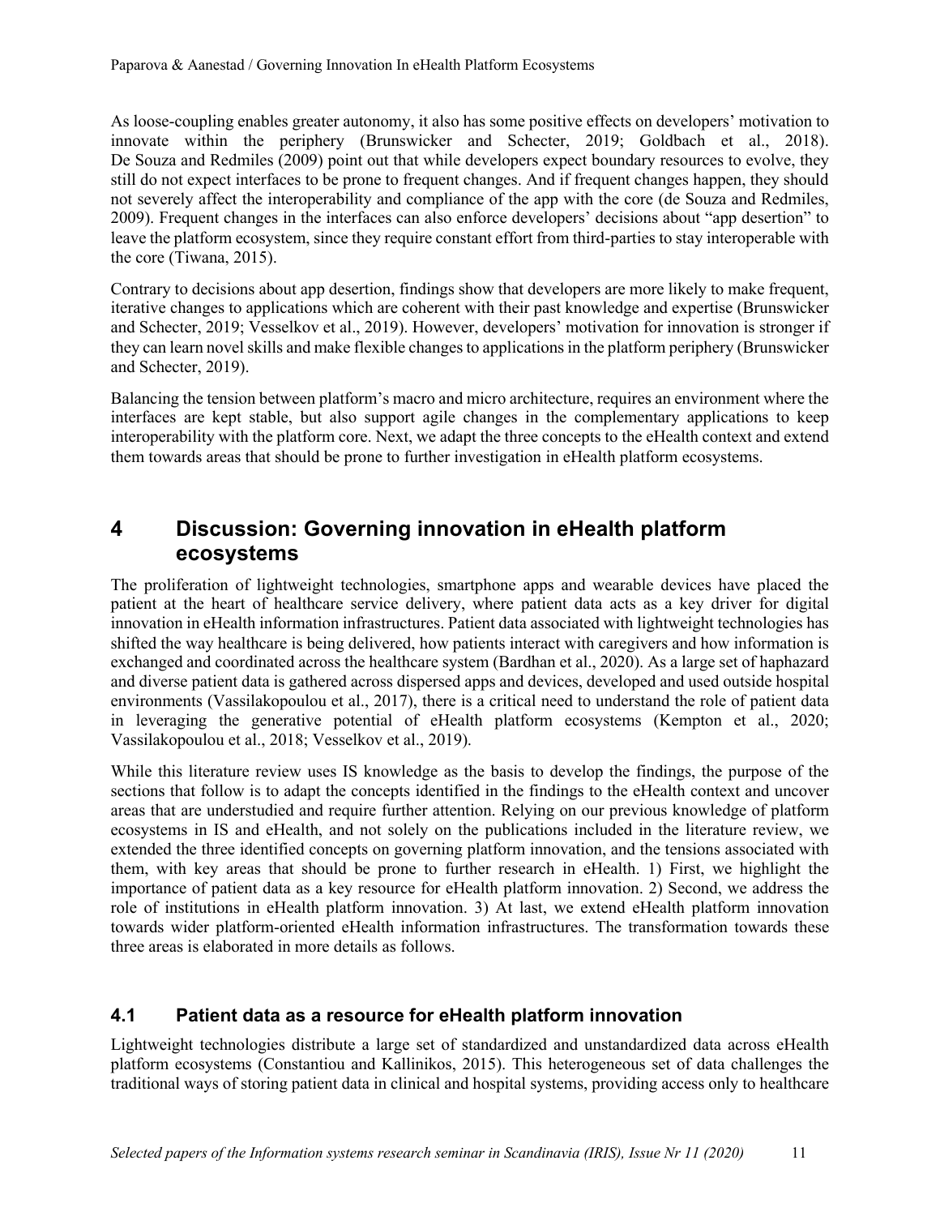As loose-coupling enables greater autonomy, it also has some positive effects on developers' motivation to innovate within the periphery (Brunswicker and Schecter, 2019; Goldbach et al., 2018). De Souza and Redmiles (2009) point out that while developers expect boundary resources to evolve, they still do not expect interfaces to be prone to frequent changes. And if frequent changes happen, they should not severely affect the interoperability and compliance of the app with the core (de Souza and Redmiles, 2009). Frequent changes in the interfaces can also enforce developers' decisions about "app desertion" to leave the platform ecosystem, since they require constant effort from third-parties to stay interoperable with the core (Tiwana, 2015).

Contrary to decisions about app desertion, findings show that developers are more likely to make frequent, iterative changes to applications which are coherent with their past knowledge and expertise (Brunswicker and Schecter, 2019; Vesselkov et al., 2019). However, developers' motivation for innovation is stronger if they can learn novel skills and make flexible changes to applications in the platform periphery (Brunswicker and Schecter, 2019).

Balancing the tension between platform's macro and micro architecture, requires an environment where the interfaces are kept stable, but also support agile changes in the complementary applications to keep interoperability with the platform core. Next, we adapt the three concepts to the eHealth context and extend them towards areas that should be prone to further investigation in eHealth platform ecosystems.

## 4 Discussion: Governing innovation in eHealth platform ecosystems

The proliferation of lightweight technologies, smartphone apps and wearable devices have placed the patient at the heart of healthcare service delivery, where patient data acts as a key driver for digital innovation in eHealth information infrastructures. Patient data associated with lightweight technologies has shifted the way healthcare is being delivered, how patients interact with caregivers and how information is exchanged and coordinated across the healthcare system (Bardhan et al., 2020). As a large set of haphazard and diverse patient data is gathered across dispersed apps and devices, developed and used outside hospital environments (Vassilakopoulou et al., 2017), there is a critical need to understand the role of patient data in leveraging the generative potential of eHealth platform ecosystems (Kempton et al., 2020; Vassilakopoulou et al., 2018; Vesselkov et al., 2019).

While this literature review uses IS knowledge as the basis to develop the findings, the purpose of the sections that follow is to adapt the concepts identified in the findings to the eHealth context and uncover areas that are understudied and require further attention. Relying on our previous knowledge of platform ecosystems in IS and eHealth, and not solely on the publications included in the literature review, we extended the three identified concepts on governing platform innovation, and the tensions associated with them, with key areas that should be prone to further research in eHealth. 1) First, we highlight the importance of patient data as a key resource for eHealth platform innovation. 2) Second, we address the role of institutions in eHealth platform innovation. 3) At last, we extend eHealth platform innovation towards wider platform-oriented eHealth information infrastructures. The transformation towards these three areas is elaborated in more details as follows.

### 4.1 Patient data as a resource for eHealth platform innovation

Lightweight technologies distribute a large set of standardized and unstandardized data across eHealth platform ecosystems (Constantiou and Kallinikos, 2015). This heterogeneous set of data challenges the traditional ways of storing patient data in clinical and hospital systems, providing access only to healthcare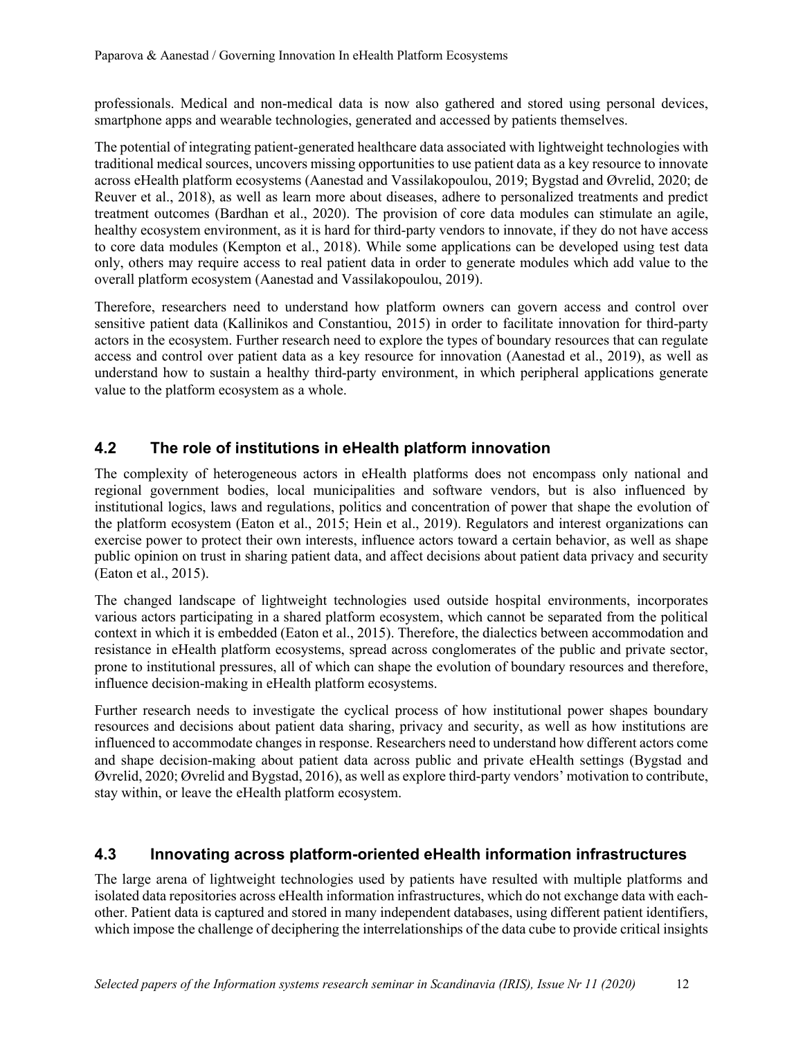professionals. Medical and non-medical data is now also gathered and stored using personal devices, smartphone apps and wearable technologies, generated and accessed by patients themselves.

The potential of integrating patient-generated healthcare data associated with lightweight technologies with traditional medical sources, uncovers missing opportunities to use patient data as a key resource to innovate across eHealth platform ecosystems (Aanestad and Vassilakopoulou, 2019; Bygstad and Øvrelid, 2020; de Reuver et al., 2018), as well as learn more about diseases, adhere to personalized treatments and predict treatment outcomes (Bardhan et al., 2020). The provision of core data modules can stimulate an agile, healthy ecosystem environment, as it is hard for third-party vendors to innovate, if they do not have access to core data modules (Kempton et al., 2018). While some applications can be developed using test data only, others may require access to real patient data in order to generate modules which add value to the overall platform ecosystem (Aanestad and Vassilakopoulou, 2019).

Therefore, researchers need to understand how platform owners can govern access and control over sensitive patient data (Kallinikos and Constantiou, 2015) in order to facilitate innovation for third-party actors in the ecosystem. Further research need to explore the types of boundary resources that can regulate access and control over patient data as a key resource for innovation (Aanestad et al., 2019), as well as understand how to sustain a healthy third-party environment, in which peripheral applications generate value to the platform ecosystem as a whole.

## 4.2 The role of institutions in eHealth platform innovation

The complexity of heterogeneous actors in eHealth platforms does not encompass only national and regional government bodies, local municipalities and software vendors, but is also influenced by institutional logics, laws and regulations, politics and concentration of power that shape the evolution of the platform ecosystem (Eaton et al., 2015; Hein et al., 2019). Regulators and interest organizations can exercise power to protect their own interests, influence actors toward a certain behavior, as well as shape public opinion on trust in sharing patient data, and affect decisions about patient data privacy and security (Eaton et al., 2015).

The changed landscape of lightweight technologies used outside hospital environments, incorporates various actors participating in a shared platform ecosystem, which cannot be separated from the political context in which it is embedded (Eaton et al., 2015). Therefore, the dialectics between accommodation and resistance in eHealth platform ecosystems, spread across conglomerates of the public and private sector, prone to institutional pressures, all of which can shape the evolution of boundary resources and therefore, influence decision-making in eHealth platform ecosystems.

Further research needs to investigate the cyclical process of how institutional power shapes boundary resources and decisions about patient data sharing, privacy and security, as well as how institutions are influenced to accommodate changes in response. Researchers need to understand how different actors come and shape decision-making about patient data across public and private eHealth settings (Bygstad and Øvrelid, 2020; Øvrelid and Bygstad, 2016), as well as explore third-party vendors' motivation to contribute, stay within, or leave the eHealth platform ecosystem.

## 4.3 Innovating across platform-oriented eHealth information infrastructures

The large arena of lightweight technologies used by patients have resulted with multiple platforms and isolated data repositories across eHealth information infrastructures, which do not exchange data with each-other. Patient data is captured and stored in many independent databases, using different patient identifiers, which impose the challenge of deciphering the interrelationships of the data cube to provide critical insights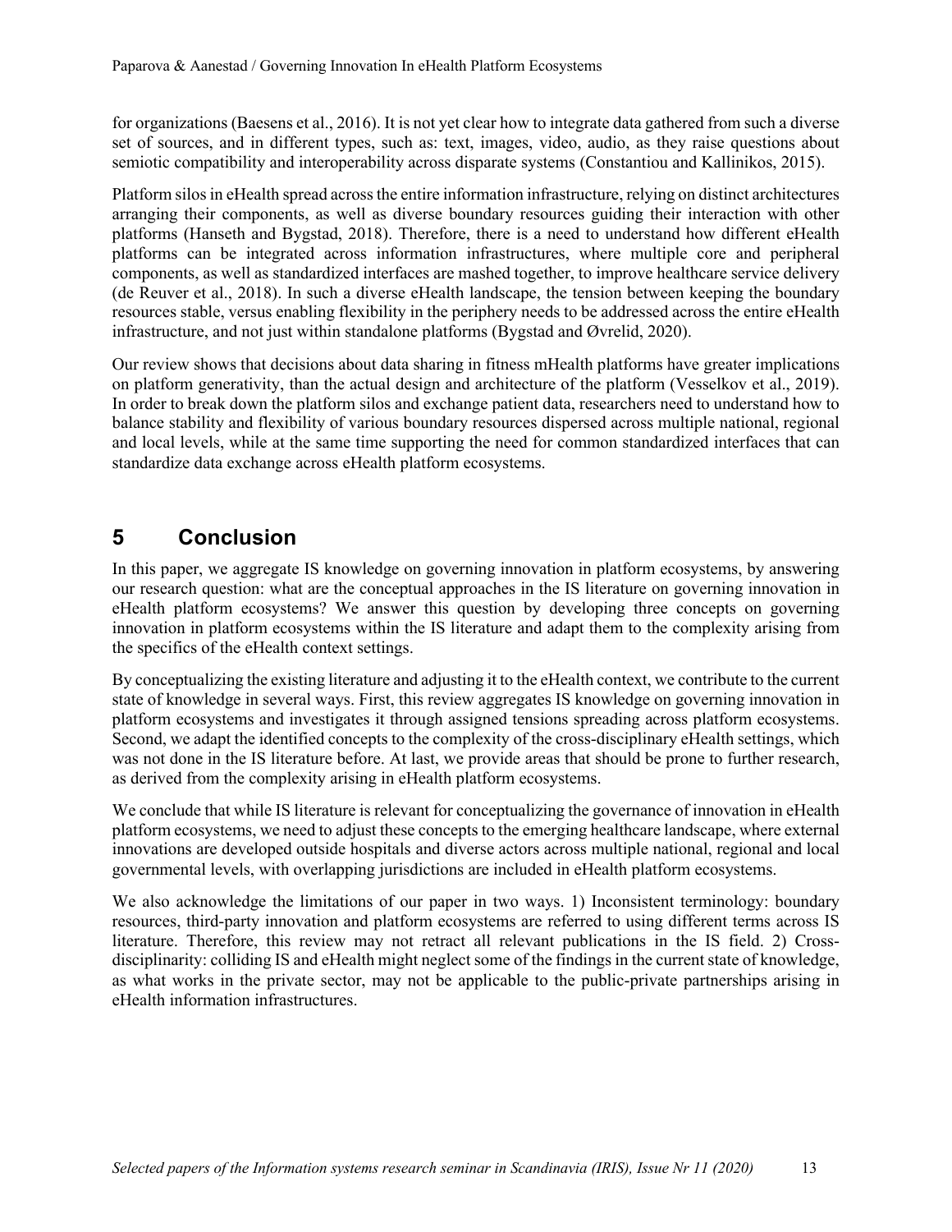for organizations (Baesens et al., 2016). It is not yet clear how to integrate data gathered from such a diverse set of sources, and in different types, such as: text, images, video, audio, as they raise questions about semiotic compatibility and interoperability across disparate systems (Constantiou and Kallinikos, 2015).

Platform silos in eHealth spread across the entire information infrastructure, relying on distinct architectures arranging their components, as well as diverse boundary resources guiding their interaction with other platforms (Hanseth and Bygstad, 2018). Therefore, there is a need to understand how different eHealth platforms can be integrated across information infrastructures, where multiple core and peripheral components, as well as standardized interfaces are mashed together, to improve healthcare service delivery (de Reuver et al., 2018). In such a diverse eHealth landscape, the tension between keeping the boundary resources stable, versus enabling flexibility in the periphery needs to be addressed across the entire eHealth infrastructure, and not just within standalone platforms (Bygstad and Øvrelid, 2020).

Our review shows that decisions about data sharing in fitness mHealth platforms have greater implications on platform generativity, than the actual design and architecture of the platform (Vesselkov et al., 2019). In order to break down the platform silos and exchange patient data, researchers need to understand how to balance stability and flexibility of various boundary resources dispersed across multiple national, regional and local levels, while at the same time supporting the need for common standardized interfaces that can standardize data exchange across eHealth platform ecosystems.

# 5 Conclusion

In this paper, we aggregate IS knowledge on governing innovation in platform ecosystems, by answering our research question: what are the conceptual approaches in the IS literature on governing innovation in eHealth platform ecosystems? We answer this question by developing three concepts on governing innovation in platform ecosystems within the IS literature and adapt them to the complexity arising from the specifics of the eHealth context settings.

By conceptualizing the existing literature and adjusting it to the eHealth context, we contribute to the current state of knowledge in several ways. First, this review aggregates IS knowledge on governing innovation in platform ecosystems and investigates it through assigned tensions spreading across platform ecosystems. Second, we adapt the identified concepts to the complexity of the cross-disciplinary eHealth settings, which was not done in the IS literature before. At last, we provide areas that should be prone to further research, as derived from the complexity arising in eHealth platform ecosystems.

We conclude that while IS literature is relevant for conceptualizing the governance of innovation in eHealth platform ecosystems, we need to adjust these concepts to the emerging healthcare landscape, where external innovations are developed outside hospitals and diverse actors across multiple national, regional and local governmental levels, with overlapping jurisdictions are included in eHealth platform ecosystems.

We also acknowledge the limitations of our paper in two ways. 1) Inconsistent terminology: boundary resources, third-party innovation and platform ecosystems are referred to using different terms across IS literature. Therefore, this review may not retract all relevant publications in the IS field. 2) Cross-disciplinarity: colliding IS and eHealth might neglect some of the findings in the current state of knowledge, as what works in the private sector, may not be applicable to the public-private partnerships arising in eHealth information infrastructures.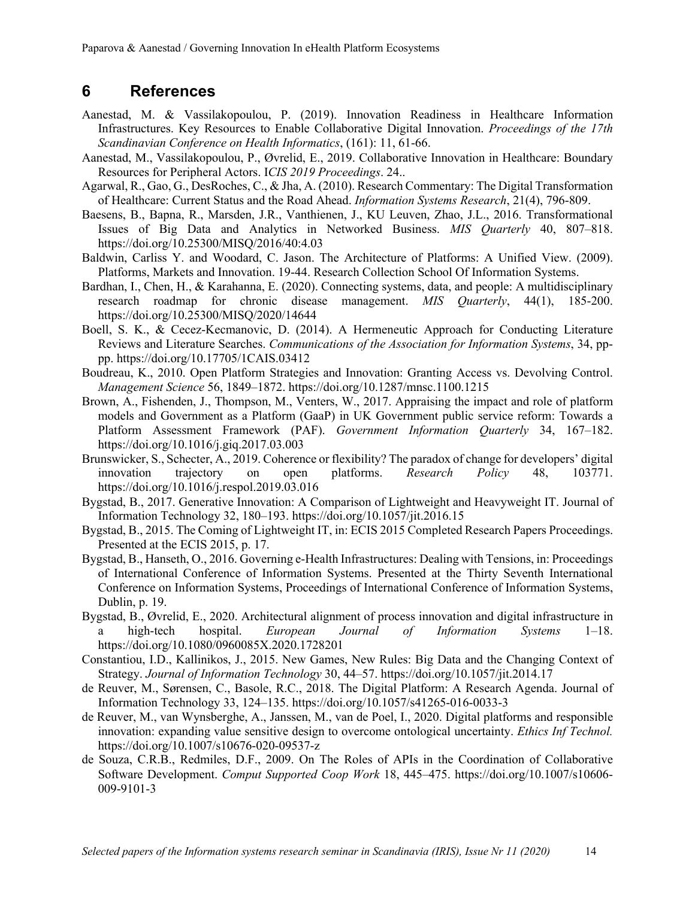## 6 References

Aanestad, M. & Vassilakopoulou, P. (2019). Innovation Readiness in Healthcare Information Infrastructures. Key Resources to Enable Collaborative Digital Innovation. *Proceedings of the 17th Scandinavian Conference on Health Informatics*, (161): 11, 61-66.

Aanestad, M., Vassilakopoulou, P., Øvrelid, E., 2019. Collaborative Innovation in Healthcare: Boundary Resources for Peripheral Actors. I*CIS 2019 Proceedings*. 24..

Agarwal, R., Gao, G., DesRoches, C., & Jha, A. (2010). Research Commentary: The Digital Transformation of Healthcare: Current Status and the Road Ahead. *Information Systems Research*, 21(4), 796-809.

Baesens, B., Bapna, R., Marsden, J.R., Vanthienen, J., KU Leuven, Zhao, J.L., 2016. Transformational Issues of Big Data and Analytics in Networked Business. *MIS Quarterly* 40, 807–818. https://doi.org/10.25300/MISQ/2016/40:4.03

Baldwin, Carliss Y. and Woodard, C. Jason. The Architecture of Platforms: A Unified View. (2009). Platforms, Markets and Innovation. 19-44. Research Collection School Of Information Systems.

Bardhan, I., Chen, H., & Karahanna, E. (2020). Connecting systems, data, and people: A multidisciplinary research roadmap for chronic disease management. *MIS Quarterly*, 44(1), 185-200. https://doi.org/10.25300/MISQ/2020/14644

Boell, S. K., & Cecez-Kecmanovic, D. (2014). A Hermeneutic Approach for Conducting Literature Reviews and Literature Searches. *Communications of the Association for Information Systems*, 34, pp-pp. https://doi.org/10.17705/1CAIS.03412

Boudreau, K., 2010. Open Platform Strategies and Innovation: Granting Access vs. Devolving Control. *Management Science* 56, 1849–1872. https://doi.org/10.1287/mnsc.1100.1215

Brown, A., Fishenden, J., Thompson, M., Venters, W., 2017. Appraising the impact and role of platform models and Government as a Platform (GaaP) in UK Government public service reform: Towards a Platform Assessment Framework (PAF). *Government Information Quarterly* 34, 167–182. https://doi.org/10.1016/j.giq.2017.03.003

Brunswicker, S., Schecter, A., 2019. Coherence or flexibility? The paradox of change for developers' digital innovation trajectory on open platforms. *Research Policy* 48, 103771. https://doi.org/10.1016/j.respol.2019.03.016

Bygstad, B., 2017. Generative Innovation: A Comparison of Lightweight and Heavyweight IT. Journal of Information Technology 32, 180–193. https://doi.org/10.1057/jit.2016.15

Bygstad, B., 2015. The Coming of Lightweight IT, in: ECIS 2015 Completed Research Papers Proceedings. Presented at the ECIS 2015, p. 17.

Bygstad, B., Hanseth, O., 2016. Governing e-Health Infrastructures: Dealing with Tensions, in: Proceedings of International Conference of Information Systems. Presented at the Thirty Seventh International Conference on Information Systems, Proceedings of International Conference of Information Systems, Dublin, p. 19.

Bygstad, B., Øvrelid, E., 2020. Architectural alignment of process innovation and digital infrastructure in a high-tech hospital. *European Journal of Information Systems* 1–18. https://doi.org/10.1080/0960085X.2020.1728201

Constantiou, I.D., Kallinikos, J., 2015. New Games, New Rules: Big Data and the Changing Context of Strategy. *Journal of Information Technology* 30, 44–57. https://doi.org/10.1057/jit.2014.17

de Reuver, M., Sørensen, C., Basole, R.C., 2018. The Digital Platform: A Research Agenda. Journal of Information Technology 33, 124–135. https://doi.org/10.1057/s41265-016-0033-3

de Reuver, M., van Wynsberghe, A., Janssen, M., van de Poel, I., 2020. Digital platforms and responsible innovation: expanding value sensitive design to overcome ontological uncertainty. *Ethics Inf Technol.* https://doi.org/10.1007/s10676-020-09537-z

de Souza, C.R.B., Redmiles, D.F., 2009. On The Roles of APIs in the Coordination of Collaborative Software Development. *Comput Supported Coop Work* 18, 445–475. https://doi.org/10.1007/s10606-009-9101-3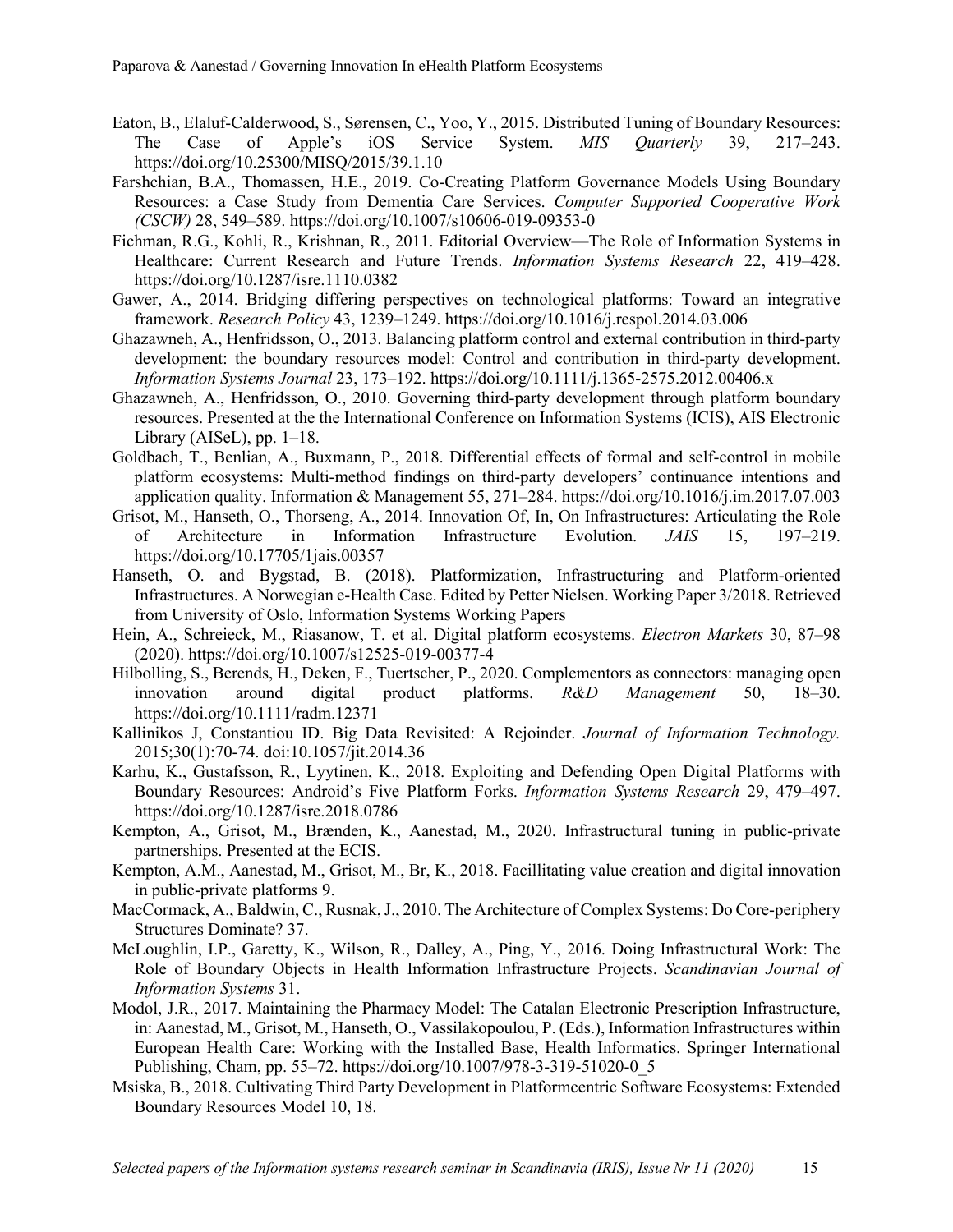Eaton, B., Elaluf-Calderwood, S., Sørensen, C., Yoo, Y., 2015. Distributed Tuning of Boundary Resources: The Case of Apple's iOS Service System. *MIS Quarterly* 39, 217–243. https://doi.org/10.25300/MISQ/2015/39.1.10

Farshchian, B.A., Thomassen, H.E., 2019. Co-Creating Platform Governance Models Using Boundary Resources: a Case Study from Dementia Care Services. *Computer Supported Cooperative Work (CSCW)* 28, 549–589. https://doi.org/10.1007/s10606-019-09353-0

Fichman, R.G., Kohli, R., Krishnan, R., 2011. Editorial Overview—The Role of Information Systems in Healthcare: Current Research and Future Trends. *Information Systems Research* 22, 419–428. https://doi.org/10.1287/isre.1110.0382

Gawer, A., 2014. Bridging differing perspectives on technological platforms: Toward an integrative framework. *Research Policy* 43, 1239–1249. https://doi.org/10.1016/j.respol.2014.03.006

Ghazawneh, A., Henfridsson, O., 2013. Balancing platform control and external contribution in third-party development: the boundary resources model: Control and contribution in third-party development. *Information Systems Journal* 23, 173–192. https://doi.org/10.1111/j.1365-2575.2012.00406.x

Ghazawneh, A., Henfridsson, O., 2010. Governing third-party development through platform boundary resources. Presented at the the International Conference on Information Systems (ICIS), AIS Electronic Library (AISeL), pp. 1–18.

Goldbach, T., Benlian, A., Buxmann, P., 2018. Differential effects of formal and self-control in mobile platform ecosystems: Multi-method findings on third-party developers' continuance intentions and application quality. Information & Management 55, 271–284. https://doi.org/10.1016/j.im.2017.07.003

Grisot, M., Hanseth, O., Thorseng, A., 2014. Innovation Of, In, On Infrastructures: Articulating the Role of Architecture in Information Infrastructure Evolution. *JAIS* 15, 197–219. https://doi.org/10.17705/1jais.00357

Hanseth, O. and Bygstad, B. (2018). Platformization, Infrastructuring and Platform-oriented Infrastructures. A Norwegian e-Health Case. Edited by Petter Nielsen. Working Paper 3/2018. Retrieved from University of Oslo, Information Systems Working Papers

Hein, A., Schreieck, M., Riasanow, T. et al. Digital platform ecosystems. *Electron Markets* 30, 87–98 (2020). https://doi.org/10.1007/s12525-019-00377-4

Hilbolling, S., Berends, H., Deken, F., Tuertscher, P., 2020. Complementors as connectors: managing open innovation around digital product platforms. *R&D Management* 50, 18–30. https://doi.org/10.1111/radm.12371

Kallinikos J, Constantiou ID. Big Data Revisited: A Rejoinder. *Journal of Information Technology.* 2015;30(1):70-74. doi:10.1057/jit.2014.36

Karhu, K., Gustafsson, R., Lyytinen, K., 2018. Exploiting and Defending Open Digital Platforms with Boundary Resources: Android's Five Platform Forks. *Information Systems Research* 29, 479–497. https://doi.org/10.1287/isre.2018.0786

Kempton, A., Grisot, M., Brænden, K., Aanestad, M., 2020. Infrastructural tuning in public-private partnerships. Presented at the ECIS.

Kempton, A.M., Aanestad, M., Grisot, M., Br, K., 2018. Facillitating value creation and digital innovation in public-private platforms 9.

MacCormack, A., Baldwin, C., Rusnak, J., 2010. The Architecture of Complex Systems: Do Core-periphery Structures Dominate? 37.

McLoughlin, I.P., Garetty, K., Wilson, R., Dalley, A., Ping, Y., 2016. Doing Infrastructural Work: The Role of Boundary Objects in Health Information Infrastructure Projects. *Scandinavian Journal of Information Systems* 31.

Modol, J.R., 2017. Maintaining the Pharmacy Model: The Catalan Electronic Prescription Infrastructure, in: Aanestad, M., Grisot, M., Hanseth, O., Vassilakopoulou, P. (Eds.), Information Infrastructures within European Health Care: Working with the Installed Base, Health Informatics. Springer International Publishing, Cham, pp. 55–72. https://doi.org/10.1007/978-3-319-51020-0_5

Msiska, B., 2018. Cultivating Third Party Development in Platformcentric Software Ecosystems: Extended Boundary Resources Model 10, 18.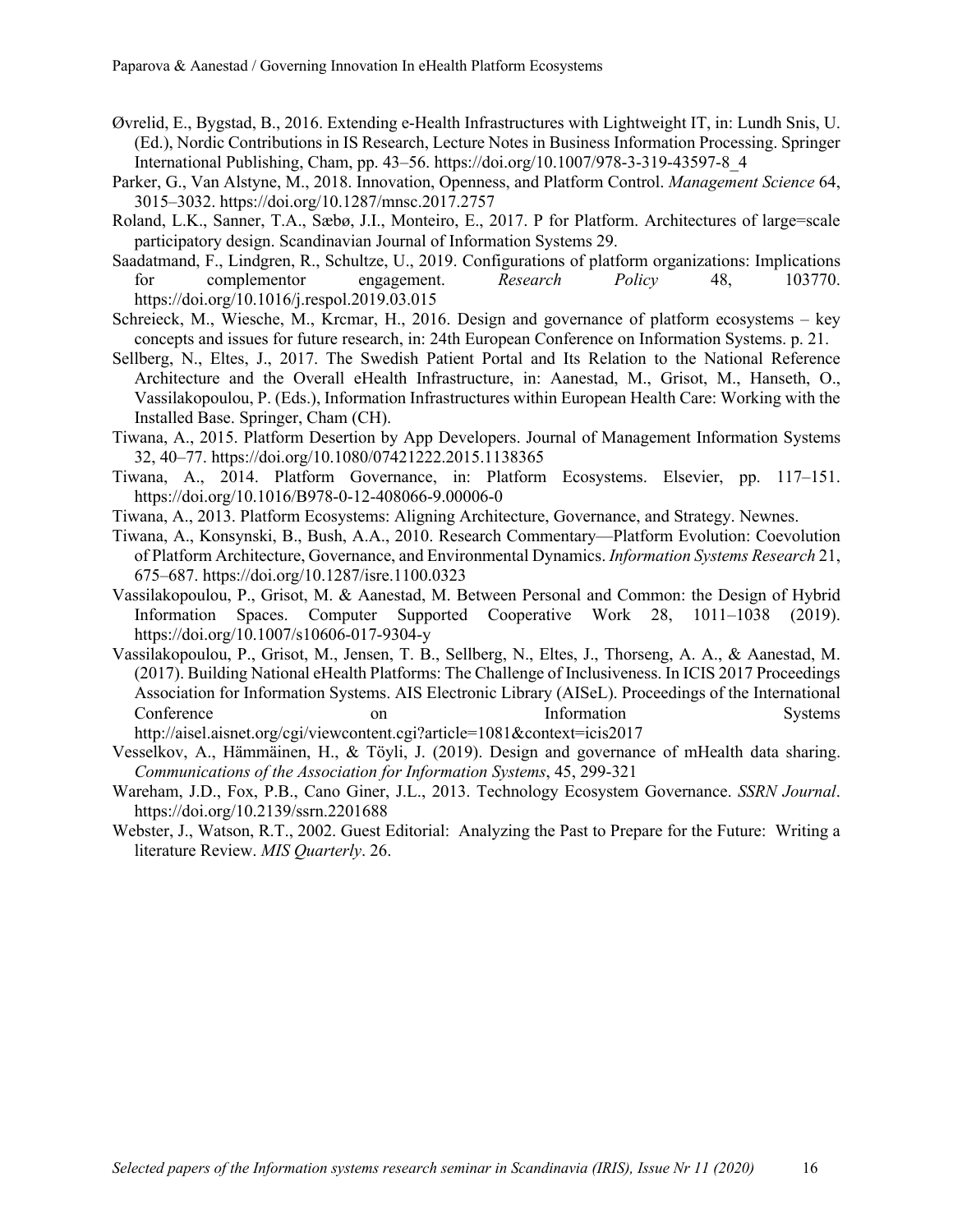Øvrelid, E., Bygstad, B., 2016. Extending e-Health Infrastructures with Lightweight IT, in: Lundh Snis, U. (Ed.), Nordic Contributions in IS Research, Lecture Notes in Business Information Processing. Springer International Publishing, Cham, pp. 43–56. https://doi.org/10.1007/978-3-319-43597-8_4

Parker, G., Van Alstyne, M., 2018. Innovation, Openness, and Platform Control. *Management Science* 64, 3015–3032. https://doi.org/10.1287/mnsc.2017.2757

Roland, L.K., Sanner, T.A., Sæbø, J.I., Monteiro, E., 2017. P for Platform. Architectures of large=scale participatory design. Scandinavian Journal of Information Systems 29.

Saadatmand, F., Lindgren, R., Schultze, U., 2019. Configurations of platform organizations: Implications for complementor engagement. *Research Policy* 48, 103770. https://doi.org/10.1016/j.respol.2019.03.015

Schreieck, M., Wiesche, M., Krcmar, H., 2016. Design and governance of platform ecosystems – key concepts and issues for future research, in: 24th European Conference on Information Systems. p. 21.

Sellberg, N., Eltes, J., 2017. The Swedish Patient Portal and Its Relation to the National Reference Architecture and the Overall eHealth Infrastructure, in: Aanestad, M., Grisot, M., Hanseth, O., Vassilakopoulou, P. (Eds.), Information Infrastructures within European Health Care: Working with the Installed Base. Springer, Cham (CH).

Tiwana, A., 2015. Platform Desertion by App Developers. Journal of Management Information Systems 32, 40–77. https://doi.org/10.1080/07421222.2015.1138365

Tiwana, A., 2014. Platform Governance, in: Platform Ecosystems. Elsevier, pp. 117–151. https://doi.org/10.1016/B978-0-12-408066-9.00006-0

Tiwana, A., 2013. Platform Ecosystems: Aligning Architecture, Governance, and Strategy. Newnes.

Tiwana, A., Konsynski, B., Bush, A.A., 2010. Research Commentary—Platform Evolution: Coevolution of Platform Architecture, Governance, and Environmental Dynamics. *Information Systems Research* 21, 675–687. https://doi.org/10.1287/isre.1100.0323

Vassilakopoulou, P., Grisot, M. & Aanestad, M. Between Personal and Common: the Design of Hybrid Information Spaces. Computer Supported Cooperative Work 28, 1011–1038 (2019). https://doi.org/10.1007/s10606-017-9304-y

Vassilakopoulou, P., Grisot, M., Jensen, T. B., Sellberg, N., Eltes, J., Thorseng, A. A., & Aanestad, M. (2017). Building National eHealth Platforms: The Challenge of Inclusiveness. In ICIS 2017 Proceedings Association for Information Systems. AIS Electronic Library (AISeL). Proceedings of the International Conference on Information Systems http://aisel.aisnet.org/cgi/viewcontent.cgi?article=1081&context=icis2017

Vesselkov, A., Hämmäinen, H., & Töyli, J. (2019). Design and governance of mHealth data sharing. *Communications of the Association for Information Systems*, 45, 299-321

Wareham, J.D., Fox, P.B., Cano Giner, J.L., 2013. Technology Ecosystem Governance. *SSRN Journal*. https://doi.org/10.2139/ssrn.2201688

Webster, J., Watson, R.T., 2002. Guest Editorial: Analyzing the Past to Prepare for the Future: Writing a literature Review. *MIS Quarterly*. 26.